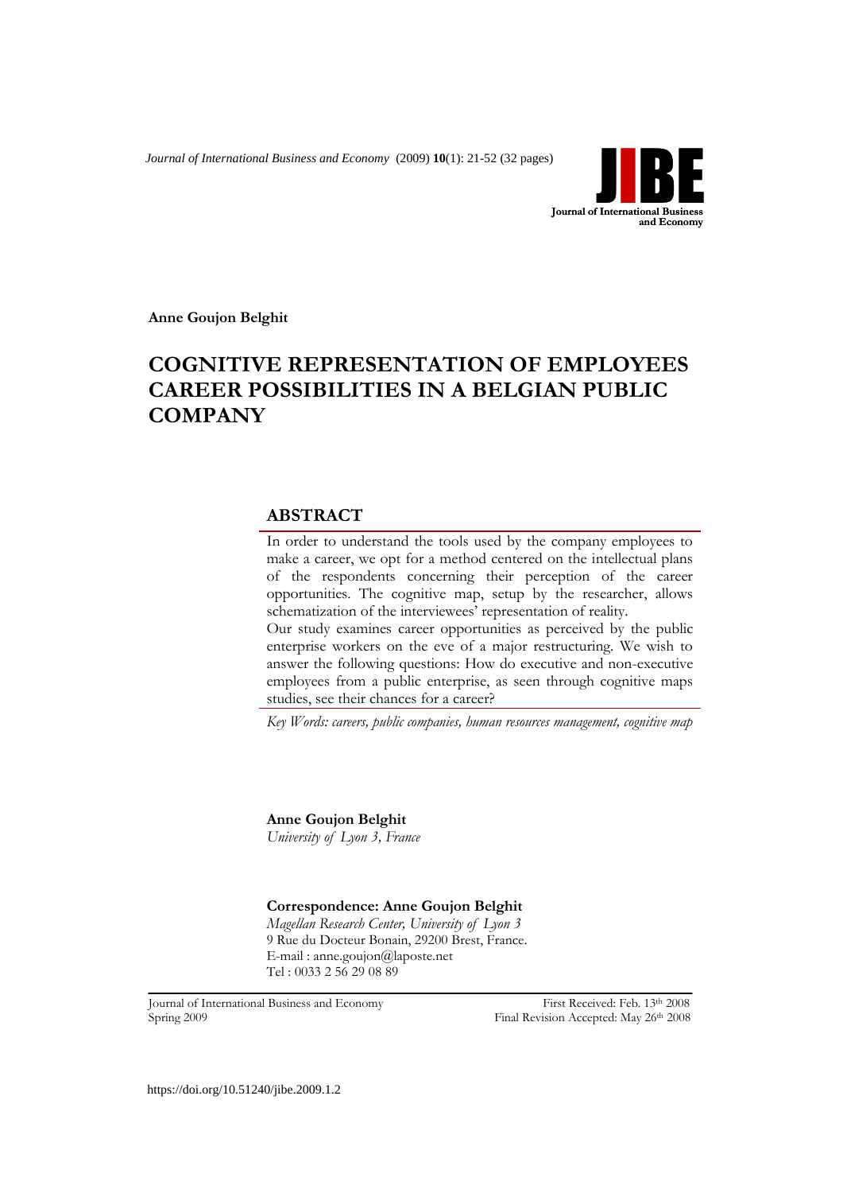**Anne Goujon Belghit**

# COGNITIVE REPRESENTATION OF EMPLOYEES CAREER POSSIBILITIES IN A BELGIAN PUBLIC COMPANY

## ABSTRACT

In order to understand the tools used by the company employees to make a career, we opt for a method centered on the intellectual plans of the respondents concerning their perception of the career opportunities. The cognitive map, setup by the researcher, allows schematization of the interviewees' representation of reality.

Our study examines career opportunities as perceived by the public enterprise workers on the eve of a major restructuring. We wish to answer the following questions: How do executive and non-executive employees from a public enterprise, as seen through cognitive maps studies, see their chances for a career?

*Key Words: careers, public companies, human resources management, cognitive map*

**Anne Goujon Belghit**
*University of Lyon 3, France*

**Correspondence: Anne Goujon Belghit**
*Magellan Research Center, University of Lyon 3*
9 Rue du Docteur Bonain, 29200 Brest, France.
E-mail : anne.goujon@laposte.net
Tel : 0033 2 56 29 08 89

Journal of International Business and Economy
Spring 2009

First Received: Feb. 13th 2008
Final Revision Accepted: May 26th 2008

https://doi.org/10.51240/jibe.2009.1.2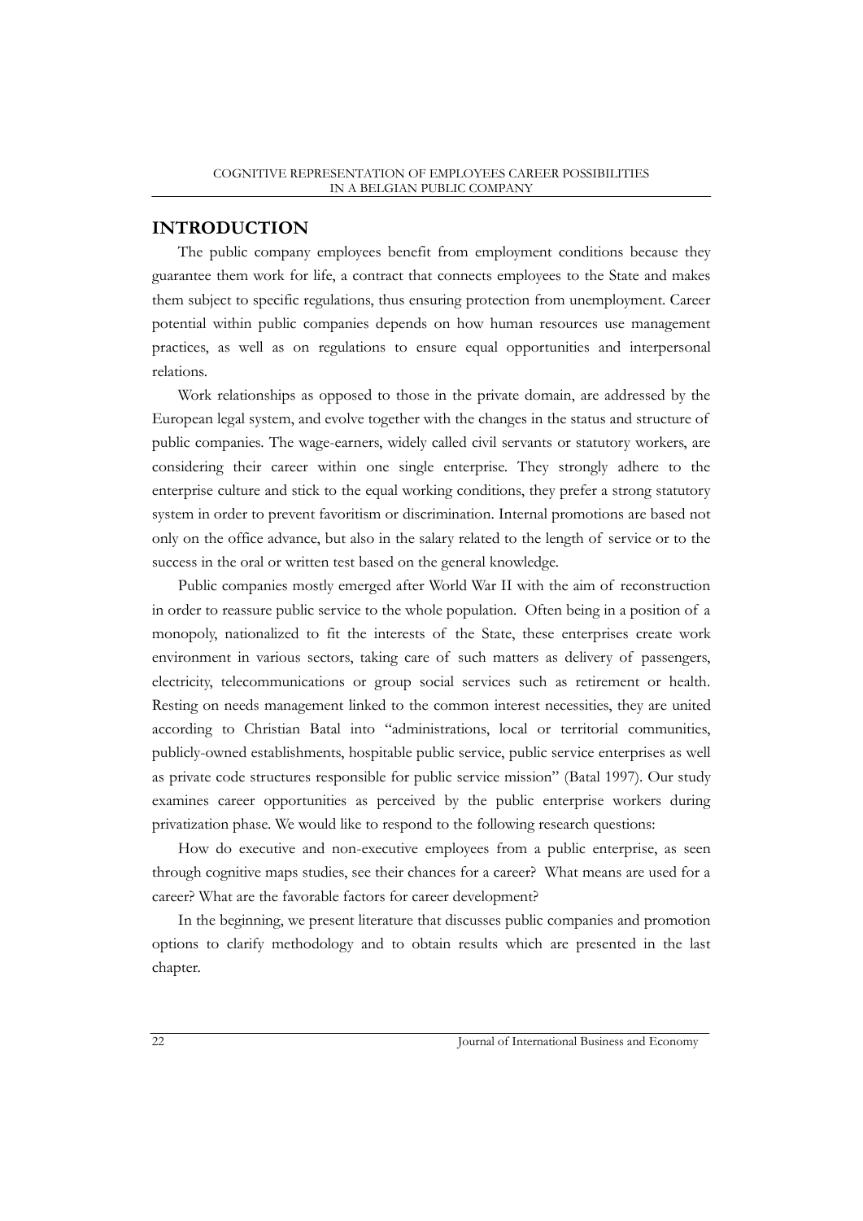## INTRODUCTION

The public company employees benefit from employment conditions because they guarantee them work for life, a contract that connects employees to the State and makes them subject to specific regulations, thus ensuring protection from unemployment. Career potential within public companies depends on how human resources use management practices, as well as on regulations to ensure equal opportunities and interpersonal relations.

Work relationships as opposed to those in the private domain, are addressed by the European legal system, and evolve together with the changes in the status and structure of public companies. The wage-earners, widely called civil servants or statutory workers, are considering their career within one single enterprise. They strongly adhere to the enterprise culture and stick to the equal working conditions, they prefer a strong statutory system in order to prevent favoritism or discrimination. Internal promotions are based not only on the office advance, but also in the salary related to the length of service or to the success in the oral or written test based on the general knowledge.

Public companies mostly emerged after World War II with the aim of reconstruction in order to reassure public service to the whole population. Often being in a position of a monopoly, nationalized to fit the interests of the State, these enterprises create work environment in various sectors, taking care of such matters as delivery of passengers, electricity, telecommunications or group social services such as retirement or health. Resting on needs management linked to the common interest necessities, they are united according to Christian Batal into "administrations, local or territorial communities, publicly-owned establishments, hospitable public service, public service enterprises as well as private code structures responsible for public service mission" (Batal 1997). Our study examines career opportunities as perceived by the public enterprise workers during privatization phase. We would like to respond to the following research questions:

How do executive and non-executive employees from a public enterprise, as seen through cognitive maps studies, see their chances for a career? What means are used for a career? What are the favorable factors for career development?

In the beginning, we present literature that discusses public companies and promotion options to clarify methodology and to obtain results which are presented in the last chapter.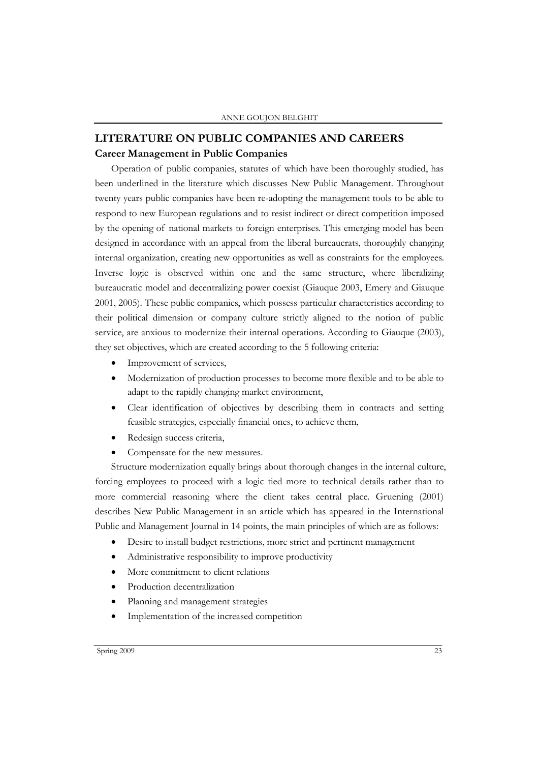## LITERATURE ON PUBLIC COMPANIES AND CAREERS

### Career Management in Public Companies

Operation of public companies, statutes of which have been thoroughly studied, has been underlined in the literature which discusses New Public Management. Throughout twenty years public companies have been re-adopting the management tools to be able to respond to new European regulations and to resist indirect or direct competition imposed by the opening of national markets to foreign enterprises. This emerging model has been designed in accordance with an appeal from the liberal bureaucrats, thoroughly changing internal organization, creating new opportunities as well as constraints for the employees. Inverse logic is observed within one and the same structure, where liberalizing bureaucratic model and decentralizing power coexist (Giauque 2003, Emery and Giauque 2001, 2005). These public companies, which possess particular characteristics according to their political dimension or company culture strictly aligned to the notion of public service, are anxious to modernize their internal operations. According to Giauque (2003), they set objectives, which are created according to the 5 following criteria:

- Improvement of services,
- Modernization of production processes to become more flexible and to be able to adapt to the rapidly changing market environment,
- Clear identification of objectives by describing them in contracts and setting feasible strategies, especially financial ones, to achieve them,
- Redesign success criteria,
- Compensate for the new measures.

Structure modernization equally brings about thorough changes in the internal culture, forcing employees to proceed with a logic tied more to technical details rather than to more commercial reasoning where the client takes central place. Gruening (2001) describes New Public Management in an article which has appeared in the International Public and Management Journal in 14 points, the main principles of which are as follows:

- Desire to install budget restrictions, more strict and pertinent management
- Administrative responsibility to improve productivity
- More commitment to client relations
- Production decentralization
- Planning and management strategies
- Implementation of the increased competition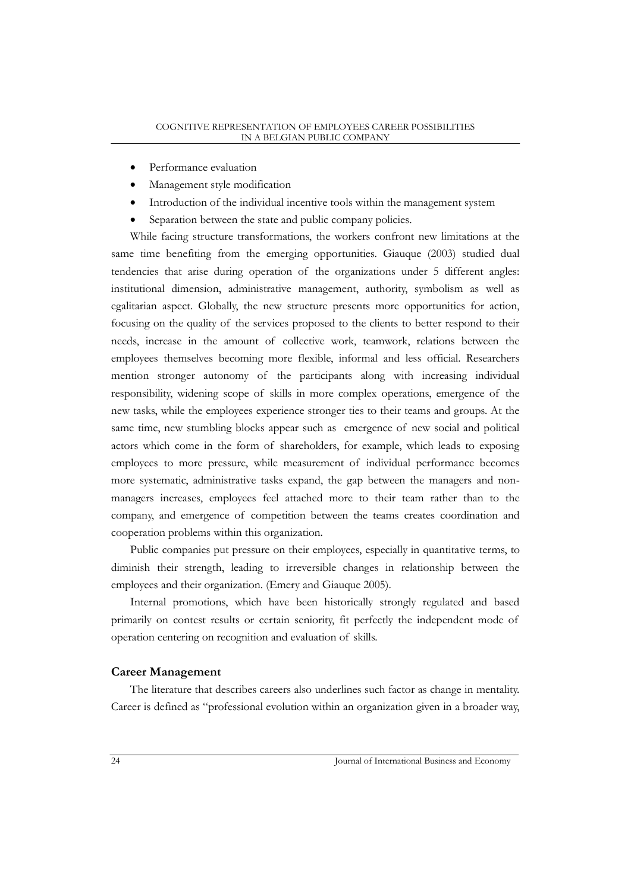- Performance evaluation
- Management style modification
- Introduction of the individual incentive tools within the management system
- Separation between the state and public company policies.

While facing structure transformations, the workers confront new limitations at the same time benefiting from the emerging opportunities. Giauque (2003) studied dual tendencies that arise during operation of the organizations under 5 different angles: institutional dimension, administrative management, authority, symbolism as well as egalitarian aspect. Globally, the new structure presents more opportunities for action, focusing on the quality of the services proposed to the clients to better respond to their needs, increase in the amount of collective work, teamwork, relations between the employees themselves becoming more flexible, informal and less official. Researchers mention stronger autonomy of the participants along with increasing individual responsibility, widening scope of skills in more complex operations, emergence of the new tasks, while the employees experience stronger ties to their teams and groups. At the same time, new stumbling blocks appear such as emergence of new social and political actors which come in the form of shareholders, for example, which leads to exposing employees to more pressure, while measurement of individual performance becomes more systematic, administrative tasks expand, the gap between the managers and non-managers increases, employees feel attached more to their team rather than to the company, and emergence of competition between the teams creates coordination and cooperation problems within this organization.

Public companies put pressure on their employees, especially in quantitative terms, to diminish their strength, leading to irreversible changes in relationship between the employees and their organization. (Emery and Giauque 2005).

Internal promotions, which have been historically strongly regulated and based primarily on contest results or certain seniority, fit perfectly the independent mode of operation centering on recognition and evaluation of skills.

## Career Management

The literature that describes careers also underlines such factor as change in mentality. Career is defined as "professional evolution within an organization given in a broader way,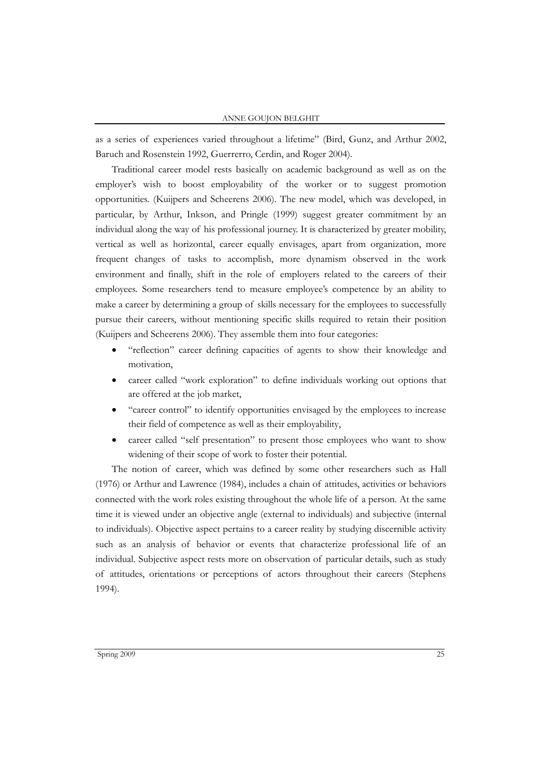as a series of experiences varied throughout a lifetime" (Bird, Gunz, and Arthur 2002, Baruch and Rosenstein 1992, Guerrerro, Cerdin, and Roger 2004).

Traditional career model rests basically on academic background as well as on the employer's wish to boost employability of the worker or to suggest promotion opportunities. (Kuijpers and Scheerens 2006). The new model, which was developed, in particular, by Arthur, Inkson, and Pringle (1999) suggest greater commitment by an individual along the way of his professional journey. It is characterized by greater mobility, vertical as well as horizontal, career equally envisages, apart from organization, more frequent changes of tasks to accomplish, more dynamism observed in the work environment and finally, shift in the role of employers related to the careers of their employees. Some researchers tend to measure employee's competence by an ability to make a career by determining a group of skills necessary for the employees to successfully pursue their careers, without mentioning specific skills required to retain their position (Kuijpers and Scheerens 2006). They assemble them into four categories:

- "reflection" career defining capacities of agents to show their knowledge and motivation,
- career called "work exploration" to define individuals working out options that are offered at the job market,
- "career control" to identify opportunities envisaged by the employees to increase their field of competence as well as their employability,
- career called "self presentation" to present those employees who want to show widening of their scope of work to foster their potential.

The notion of career, which was defined by some other researchers such as Hall (1976) or Arthur and Lawrence (1984), includes a chain of attitudes, activities or behaviors connected with the work roles existing throughout the whole life of a person. At the same time it is viewed under an objective angle (external to individuals) and subjective (internal to individuals). Objective aspect pertains to a career reality by studying discernible activity such as an analysis of behavior or events that characterize professional life of an individual. Subjective aspect rests more on observation of particular details, such as study of attitudes, orientations or perceptions of actors throughout their careers (Stephens 1994).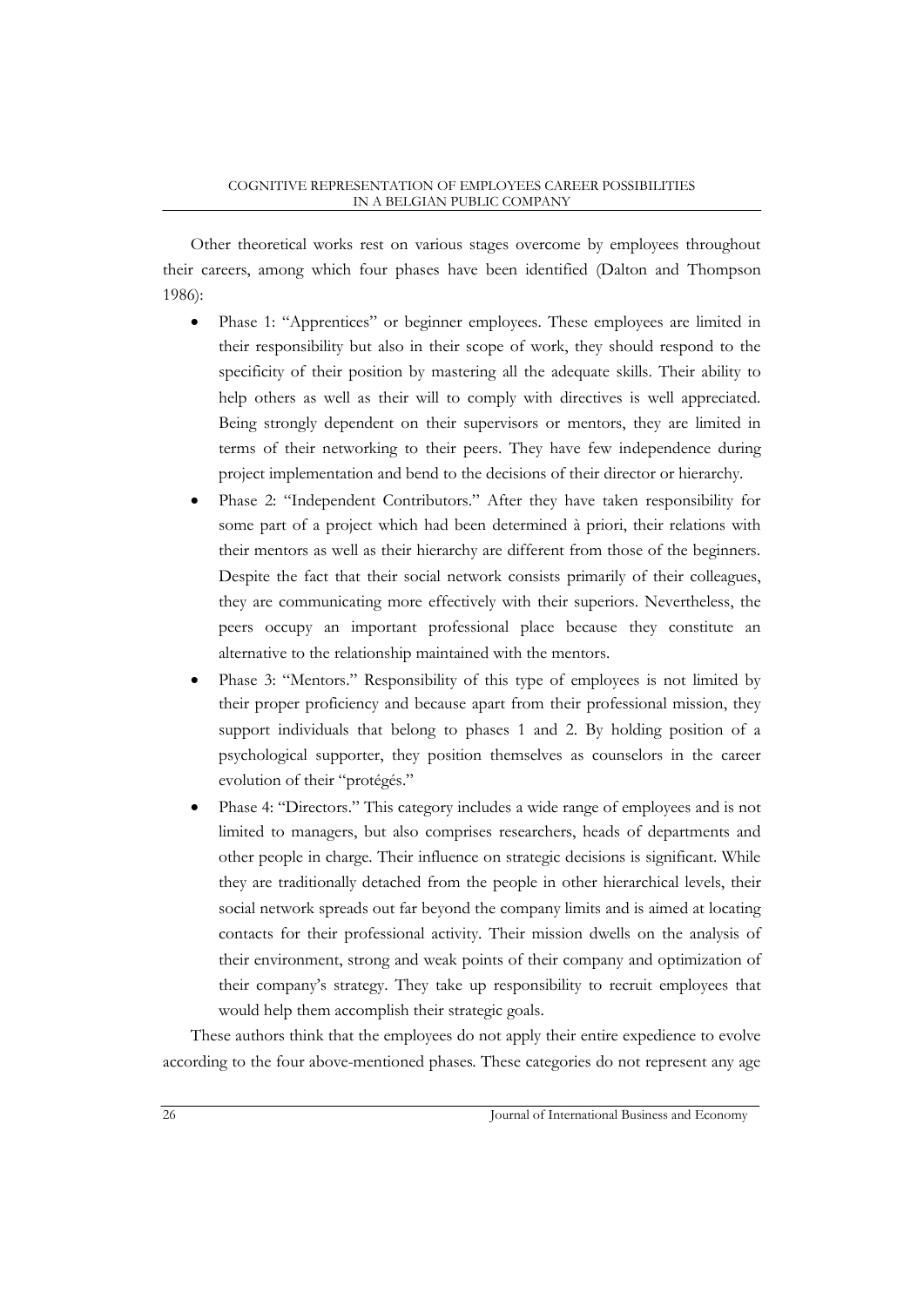Other theoretical works rest on various stages overcome by employees throughout their careers, among which four phases have been identified (Dalton and Thompson 1986):

- Phase 1: "Apprentices" or beginner employees. These employees are limited in their responsibility but also in their scope of work, they should respond to the specificity of their position by mastering all the adequate skills. Their ability to help others as well as their will to comply with directives is well appreciated. Being strongly dependent on their supervisors or mentors, they are limited in terms of their networking to their peers. They have few independence during project implementation and bend to the decisions of their director or hierarchy.
- Phase 2: "Independent Contributors." After they have taken responsibility for some part of a project which had been determined à priori, their relations with their mentors as well as their hierarchy are different from those of the beginners. Despite the fact that their social network consists primarily of their colleagues, they are communicating more effectively with their superiors. Nevertheless, the peers occupy an important professional place because they constitute an alternative to the relationship maintained with the mentors.
- Phase 3: "Mentors." Responsibility of this type of employees is not limited by their proper proficiency and because apart from their professional mission, they support individuals that belong to phases 1 and 2. By holding position of a psychological supporter, they position themselves as counselors in the career evolution of their "protégés."
- Phase 4: "Directors." This category includes a wide range of employees and is not limited to managers, but also comprises researchers, heads of departments and other people in charge. Their influence on strategic decisions is significant. While they are traditionally detached from the people in other hierarchical levels, their social network spreads out far beyond the company limits and is aimed at locating contacts for their professional activity. Their mission dwells on the analysis of their environment, strong and weak points of their company and optimization of their company's strategy. They take up responsibility to recruit employees that would help them accomplish their strategic goals.

These authors think that the employees do not apply their entire expedience to evolve according to the four above-mentioned phases. These categories do not represent any age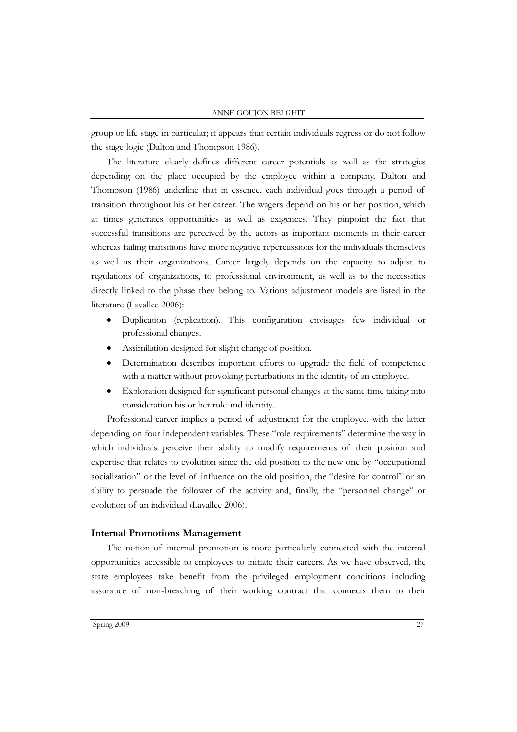group or life stage in particular; it appears that certain individuals regress or do not follow the stage logic (Dalton and Thompson 1986).

The literature clearly defines different career potentials as well as the strategies depending on the place occupied by the employee within a company. Dalton and Thompson (1986) underline that in essence, each individual goes through a period of transition throughout his or her career. The wagers depend on his or her position, which at times generates opportunities as well as exigences. They pinpoint the fact that successful transitions are perceived by the actors as important moments in their career whereas failing transitions have more negative repercussions for the individuals themselves as well as their organizations. Career largely depends on the capacity to adjust to regulations of organizations, to professional environment, as well as to the necessities directly linked to the phase they belong to. Various adjustment models are listed in the literature (Lavallee 2006):

- Duplication (replication). This configuration envisages few individual or professional changes.
- Assimilation designed for slight change of position.
- Determination describes important efforts to upgrade the field of competence with a matter without provoking perturbations in the identity of an employee.
- Exploration designed for significant personal changes at the same time taking into consideration his or her role and identity.

Professional career implies a period of adjustment for the employee, with the latter depending on four independent variables. These "role requirements" determine the way in which individuals perceive their ability to modify requirements of their position and expertise that relates to evolution since the old position to the new one by "occupational socialization" or the level of influence on the old position, the "desire for control" or an ability to persuade the follower of the activity and, finally, the "personnel change" or evolution of an individual (Lavallee 2006).

### Internal Promotions Management

The notion of internal promotion is more particularly connected with the internal opportunities accessible to employees to initiate their careers. As we have observed, the state employees take benefit from the privileged employment conditions including assurance of non-breaching of their working contract that connects them to their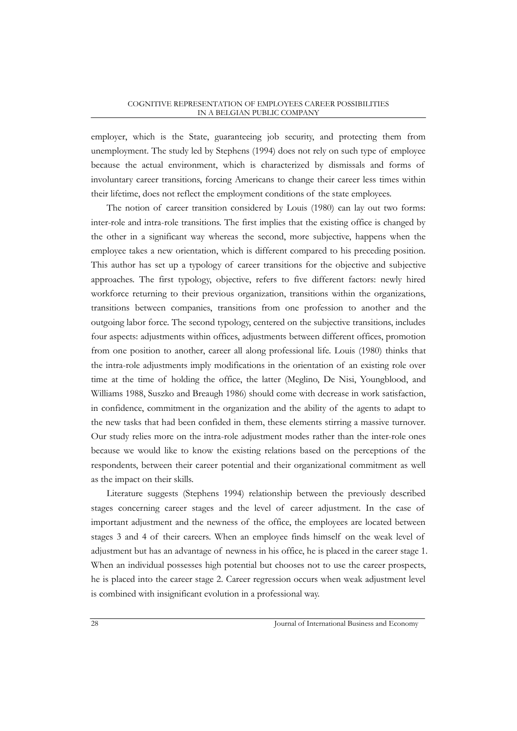employer, which is the State, guaranteeing job security, and protecting them from unemployment. The study led by Stephens (1994) does not rely on such type of employee because the actual environment, which is characterized by dismissals and forms of involuntary career transitions, forcing Americans to change their career less times within their lifetime, does not reflect the employment conditions of the state employees.

The notion of career transition considered by Louis (1980) can lay out two forms: inter-role and intra-role transitions. The first implies that the existing office is changed by the other in a significant way whereas the second, more subjective, happens when the employee takes a new orientation, which is different compared to his preceding position. This author has set up a typology of career transitions for the objective and subjective approaches. The first typology, objective, refers to five different factors: newly hired workforce returning to their previous organization, transitions within the organizations, transitions between companies, transitions from one profession to another and the outgoing labor force. The second typology, centered on the subjective transitions, includes four aspects: adjustments within offices, adjustments between different offices, promotion from one position to another, career all along professional life. Louis (1980) thinks that the intra-role adjustments imply modifications in the orientation of an existing role over time at the time of holding the office, the latter (Meglino, De Nisi, Youngblood, and Williams 1988, Suszko and Breaugh 1986) should come with decrease in work satisfaction, in confidence, commitment in the organization and the ability of the agents to adapt to the new tasks that had been confided in them, these elements stirring a massive turnover. Our study relies more on the intra-role adjustment modes rather than the inter-role ones because we would like to know the existing relations based on the perceptions of the respondents, between their career potential and their organizational commitment as well as the impact on their skills.

Literature suggests (Stephens 1994) relationship between the previously described stages concerning career stages and the level of career adjustment. In the case of important adjustment and the newness of the office, the employees are located between stages 3 and 4 of their careers. When an employee finds himself on the weak level of adjustment but has an advantage of newness in his office, he is placed in the career stage 1. When an individual possesses high potential but chooses not to use the career prospects, he is placed into the career stage 2. Career regression occurs when weak adjustment level is combined with insignificant evolution in a professional way.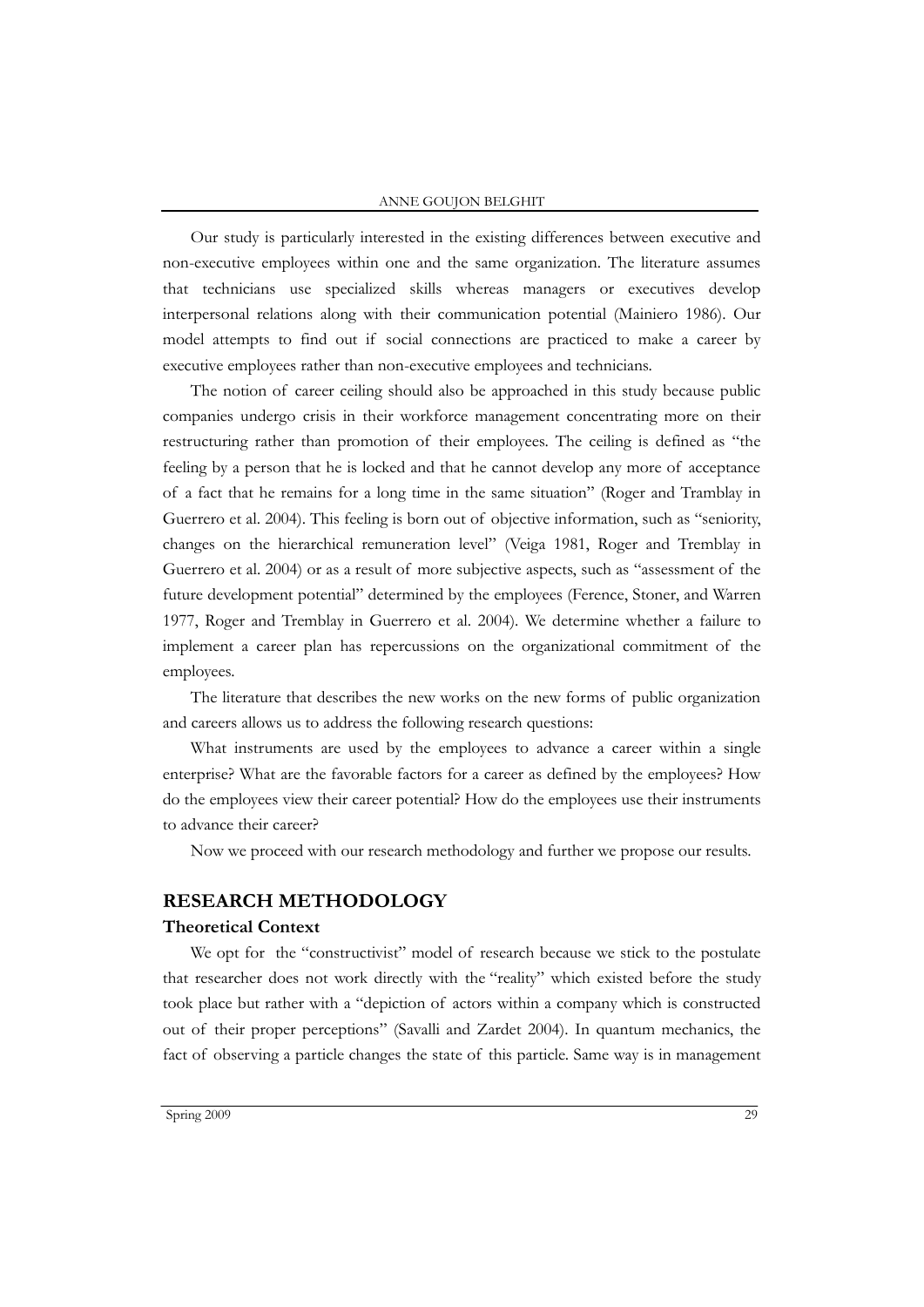Our study is particularly interested in the existing differences between executive and non-executive employees within one and the same organization. The literature assumes that technicians use specialized skills whereas managers or executives develop interpersonal relations along with their communication potential (Mainiero 1986). Our model attempts to find out if social connections are practiced to make a career by executive employees rather than non-executive employees and technicians.

The notion of career ceiling should also be approached in this study because public companies undergo crisis in their workforce management concentrating more on their restructuring rather than promotion of their employees. The ceiling is defined as "the feeling by a person that he is locked and that he cannot develop any more of acceptance of a fact that he remains for a long time in the same situation" (Roger and Tramblay in Guerrero et al. 2004). This feeling is born out of objective information, such as "seniority, changes on the hierarchical remuneration level" (Veiga 1981, Roger and Tremblay in Guerrero et al. 2004) or as a result of more subjective aspects, such as "assessment of the future development potential" determined by the employees (Ference, Stoner, and Warren 1977, Roger and Tremblay in Guerrero et al. 2004). We determine whether a failure to implement a career plan has repercussions on the organizational commitment of the employees.

The literature that describes the new works on the new forms of public organization and careers allows us to address the following research questions:

What instruments are used by the employees to advance a career within a single enterprise? What are the favorable factors for a career as defined by the employees? How do the employees view their career potential? How do the employees use their instruments to advance their career?

Now we proceed with our research methodology and further we propose our results.

## RESEARCH METHODOLOGY

### Theoretical Context

We opt for the "constructivist" model of research because we stick to the postulate that researcher does not work directly with the "reality" which existed before the study took place but rather with a "depiction of actors within a company which is constructed out of their proper perceptions" (Savalli and Zardet 2004). In quantum mechanics, the fact of observing a particle changes the state of this particle. Same way is in management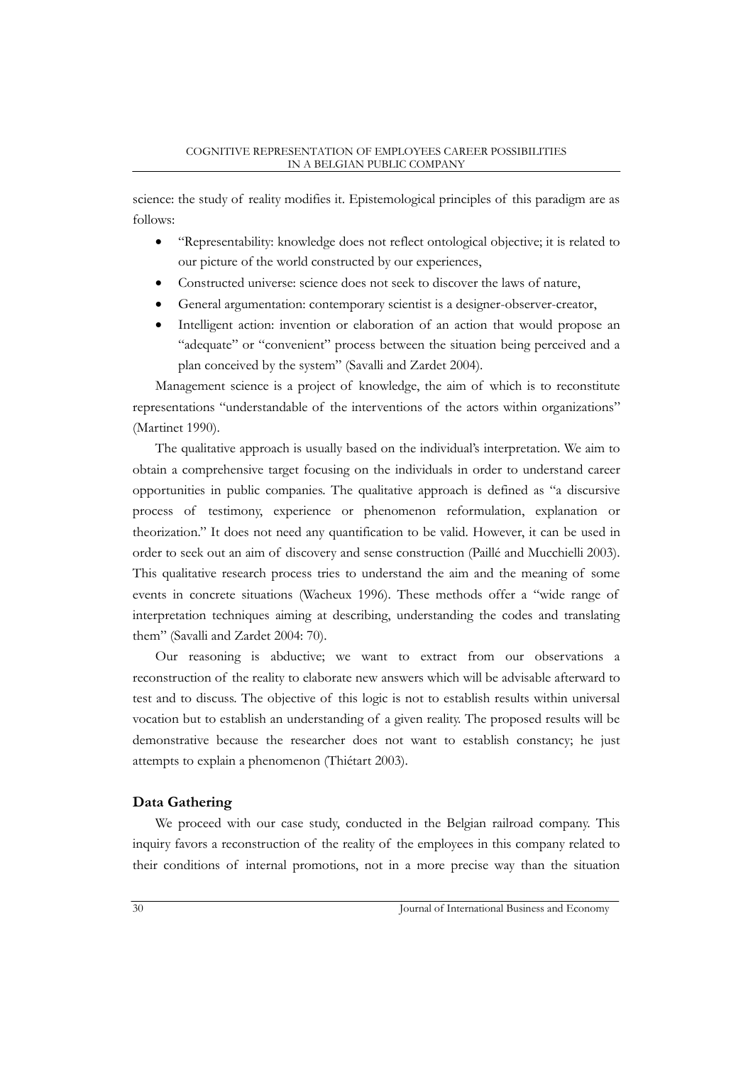science: the study of reality modifies it. Epistemological principles of this paradigm are as follows:

- "Representability: knowledge does not reflect ontological objective; it is related to our picture of the world constructed by our experiences,
- Constructed universe: science does not seek to discover the laws of nature,
- General argumentation: contemporary scientist is a designer-observer-creator,
- Intelligent action: invention or elaboration of an action that would propose an "adequate" or "convenient" process between the situation being perceived and a plan conceived by the system" (Savalli and Zardet 2004).

Management science is a project of knowledge, the aim of which is to reconstitute representations "understandable of the interventions of the actors within organizations" (Martinet 1990).

The qualitative approach is usually based on the individual's interpretation. We aim to obtain a comprehensive target focusing on the individuals in order to understand career opportunities in public companies. The qualitative approach is defined as "a discursive process of testimony, experience or phenomenon reformulation, explanation or theorization." It does not need any quantification to be valid. However, it can be used in order to seek out an aim of discovery and sense construction (Paillé and Mucchielli 2003). This qualitative research process tries to understand the aim and the meaning of some events in concrete situations (Wacheux 1996). These methods offer a "wide range of interpretation techniques aiming at describing, understanding the codes and translating them" (Savalli and Zardet 2004: 70).

Our reasoning is abductive; we want to extract from our observations a reconstruction of the reality to elaborate new answers which will be advisable afterward to test and to discuss. The objective of this logic is not to establish results within universal vocation but to establish an understanding of a given reality. The proposed results will be demonstrative because the researcher does not want to establish constancy; he just attempts to explain a phenomenon (Thiétart 2003).

## Data Gathering

We proceed with our case study, conducted in the Belgian railroad company. This inquiry favors a reconstruction of the reality of the employees in this company related to their conditions of internal promotions, not in a more precise way than the situation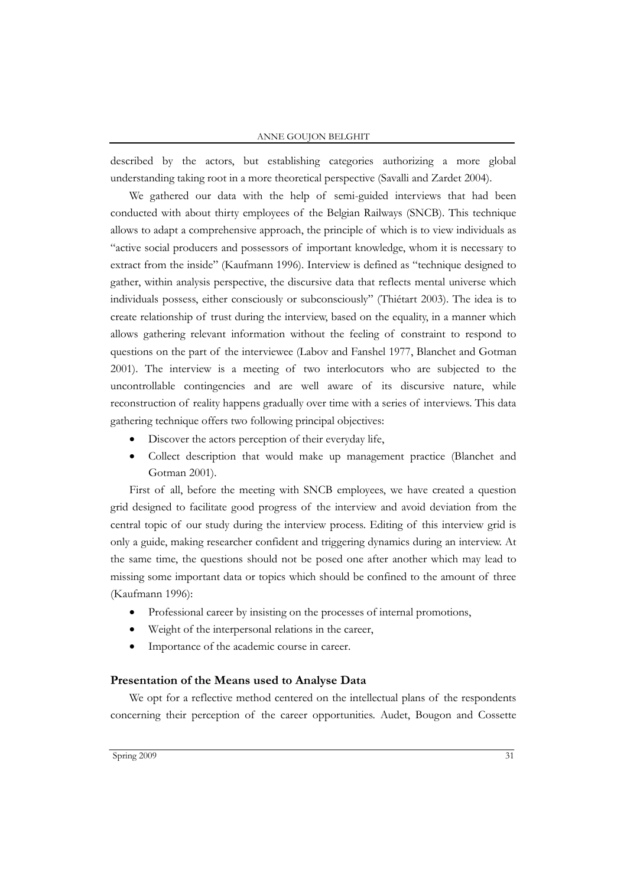described by the actors, but establishing categories authorizing a more global understanding taking root in a more theoretical perspective (Savalli and Zardet 2004).

We gathered our data with the help of semi-guided interviews that had been conducted with about thirty employees of the Belgian Railways (SNCB). This technique allows to adapt a comprehensive approach, the principle of which is to view individuals as "active social producers and possessors of important knowledge, whom it is necessary to extract from the inside" (Kaufmann 1996). Interview is defined as "technique designed to gather, within analysis perspective, the discursive data that reflects mental universe which individuals possess, either consciously or subconsciously" (Thiétart 2003). The idea is to create relationship of trust during the interview, based on the equality, in a manner which allows gathering relevant information without the feeling of constraint to respond to questions on the part of the interviewee (Labov and Fanshel 1977, Blanchet and Gotman 2001). The interview is a meeting of two interlocutors who are subjected to the uncontrollable contingencies and are well aware of its discursive nature, while reconstruction of reality happens gradually over time with a series of interviews. This data gathering technique offers two following principal objectives:

- Discover the actors perception of their everyday life,
- Collect description that would make up management practice (Blanchet and Gotman 2001).

First of all, before the meeting with SNCB employees, we have created a question grid designed to facilitate good progress of the interview and avoid deviation from the central topic of our study during the interview process. Editing of this interview grid is only a guide, making researcher confident and triggering dynamics during an interview. At the same time, the questions should not be posed one after another which may lead to missing some important data or topics which should be confined to the amount of three (Kaufmann 1996):

- Professional career by insisting on the processes of internal promotions,
- Weight of the interpersonal relations in the career,
- Importance of the academic course in career.

## Presentation of the Means used to Analyse Data

We opt for a reflective method centered on the intellectual plans of the respondents concerning their perception of the career opportunities. Audet, Bougon and Cossette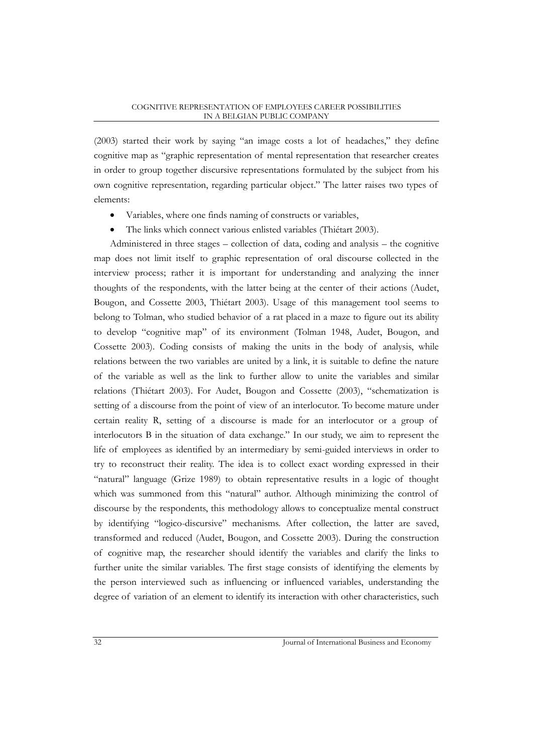(2003) started their work by saying "an image costs a lot of headaches," they define cognitive map as "graphic representation of mental representation that researcher creates in order to group together discursive representations formulated by the subject from his own cognitive representation, regarding particular object." The latter raises two types of elements:

- Variables, where one finds naming of constructs or variables,
- The links which connect various enlisted variables (Thiétart 2003).

Administered in three stages – collection of data, coding and analysis – the cognitive map does not limit itself to graphic representation of oral discourse collected in the interview process; rather it is important for understanding and analyzing the inner thoughts of the respondents, with the latter being at the center of their actions (Audet, Bougon, and Cossette 2003, Thiétart 2003). Usage of this management tool seems to belong to Tolman, who studied behavior of a rat placed in a maze to figure out its ability to develop "cognitive map" of its environment (Tolman 1948, Audet, Bougon, and Cossette 2003). Coding consists of making the units in the body of analysis, while relations between the two variables are united by a link, it is suitable to define the nature of the variable as well as the link to further allow to unite the variables and similar relations (Thiétart 2003). For Audet, Bougon and Cossette (2003), "schematization is setting of a discourse from the point of view of an interlocutor. To become mature under certain reality R, setting of a discourse is made for an interlocutor or a group of interlocutors B in the situation of data exchange." In our study, we aim to represent the life of employees as identified by an intermediary by semi-guided interviews in order to try to reconstruct their reality. The idea is to collect exact wording expressed in their "natural" language (Grize 1989) to obtain representative results in a logic of thought which was summoned from this "natural" author. Although minimizing the control of discourse by the respondents, this methodology allows to conceptualize mental construct by identifying "logico-discursive" mechanisms. After collection, the latter are saved, transformed and reduced (Audet, Bougon, and Cossette 2003). During the construction of cognitive map, the researcher should identify the variables and clarify the links to further unite the similar variables. The first stage consists of identifying the elements by the person interviewed such as influencing or influenced variables, understanding the degree of variation of an element to identify its interaction with other characteristics, such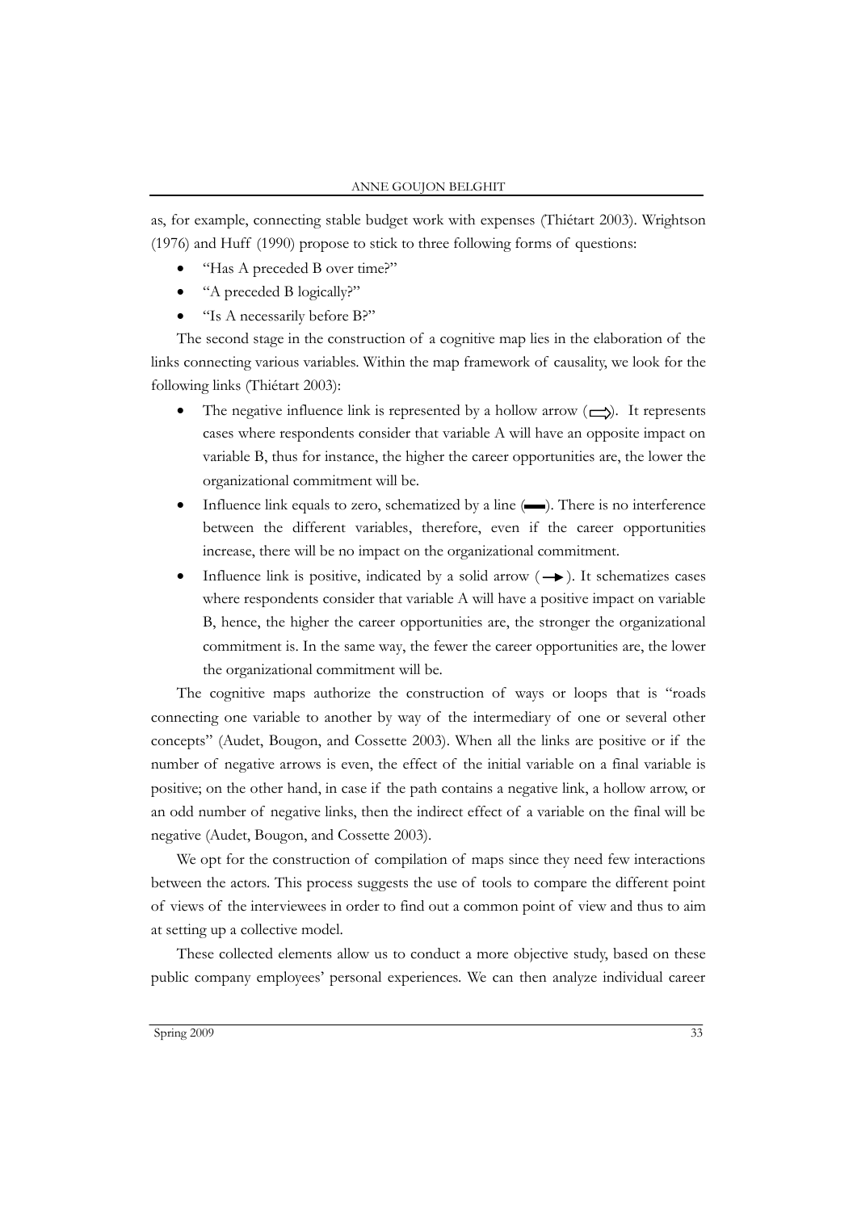as, for example, connecting stable budget work with expenses (Thiétart 2003). Wrightson (1976) and Huff (1990) propose to stick to three following forms of questions:

- "Has A preceded B over time?"
- "A preceded B logically?"
- "Is A necessarily before B?"

The second stage in the construction of a cognitive map lies in the elaboration of the links connecting various variables. Within the map framework of causality, we look for the following links (Thiétart 2003):

- The negative influence link is represented by a hollow arrow (⇨). It represents cases where respondents consider that variable A will have an opposite impact on variable B, thus for instance, the higher the career opportunities are, the lower the organizational commitment will be.
- Influence link equals to zero, schematized by a line (▬). There is no interference between the different variables, therefore, even if the career opportunities increase, there will be no impact on the organizational commitment.
- Influence link is positive, indicated by a solid arrow (→). It schematizes cases where respondents consider that variable A will have a positive impact on variable B, hence, the higher the career opportunities are, the stronger the organizational commitment is. In the same way, the fewer the career opportunities are, the lower the organizational commitment will be.

The cognitive maps authorize the construction of ways or loops that is "roads connecting one variable to another by way of the intermediary of one or several other concepts" (Audet, Bougon, and Cossette 2003). When all the links are positive or if the number of negative arrows is even, the effect of the initial variable on a final variable is positive; on the other hand, in case if the path contains a negative link, a hollow arrow, or an odd number of negative links, then the indirect effect of a variable on the final will be negative (Audet, Bougon, and Cossette 2003).

We opt for the construction of compilation of maps since they need few interactions between the actors. This process suggests the use of tools to compare the different point of views of the interviewees in order to find out a common point of view and thus to aim at setting up a collective model.

These collected elements allow us to conduct a more objective study, based on these public company employees' personal experiences. We can then analyze individual career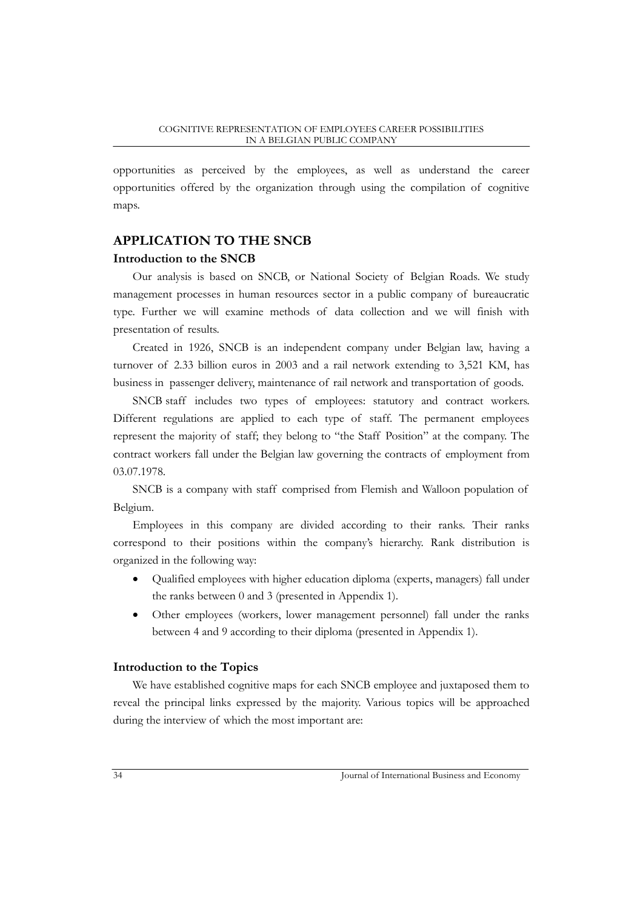opportunities as perceived by the employees, as well as understand the career opportunities offered by the organization through using the compilation of cognitive maps.

## APPLICATION TO THE SNCB

### Introduction to the SNCB

Our analysis is based on SNCB, or National Society of Belgian Roads. We study management processes in human resources sector in a public company of bureaucratic type. Further we will examine methods of data collection and we will finish with presentation of results.

Created in 1926, SNCB is an independent company under Belgian law, having a turnover of 2.33 billion euros in 2003 and a rail network extending to 3,521 KM, has business in passenger delivery, maintenance of rail network and transportation of goods.

SNCB staff includes two types of employees: statutory and contract workers. Different regulations are applied to each type of staff. The permanent employees represent the majority of staff; they belong to "the Staff Position" at the company. The contract workers fall under the Belgian law governing the contracts of employment from 03.07.1978.

SNCB is a company with staff comprised from Flemish and Walloon population of Belgium.

Employees in this company are divided according to their ranks. Their ranks correspond to their positions within the company's hierarchy. Rank distribution is organized in the following way:

- Qualified employees with higher education diploma (experts, managers) fall under the ranks between 0 and 3 (presented in Appendix 1).
- Other employees (workers, lower management personnel) fall under the ranks between 4 and 9 according to their diploma (presented in Appendix 1).

### Introduction to the Topics

We have established cognitive maps for each SNCB employee and juxtaposed them to reveal the principal links expressed by the majority. Various topics will be approached during the interview of which the most important are: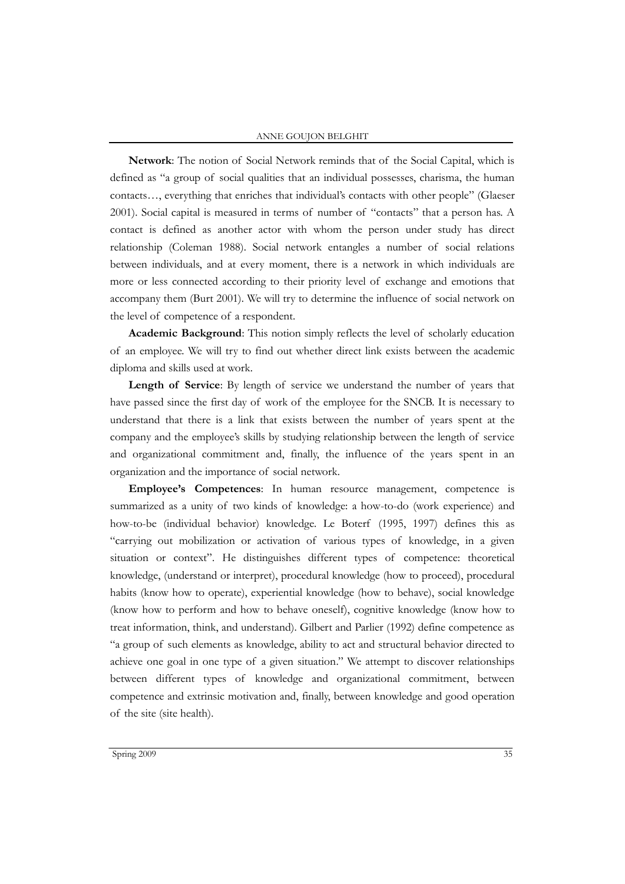**Network**: The notion of Social Network reminds that of the Social Capital, which is defined as "a group of social qualities that an individual possesses, charisma, the human contacts…, everything that enriches that individual's contacts with other people" (Glaeser 2001). Social capital is measured in terms of number of "contacts" that a person has. A contact is defined as another actor with whom the person under study has direct relationship (Coleman 1988). Social network entangles a number of social relations between individuals, and at every moment, there is a network in which individuals are more or less connected according to their priority level of exchange and emotions that accompany them (Burt 2001). We will try to determine the influence of social network on the level of competence of a respondent.

**Academic Background**: This notion simply reflects the level of scholarly education of an employee. We will try to find out whether direct link exists between the academic diploma and skills used at work.

**Length of Service**: By length of service we understand the number of years that have passed since the first day of work of the employee for the SNCB. It is necessary to understand that there is a link that exists between the number of years spent at the company and the employee's skills by studying relationship between the length of service and organizational commitment and, finally, the influence of the years spent in an organization and the importance of social network.

**Employee's Competences**: In human resource management, competence is summarized as a unity of two kinds of knowledge: a how-to-do (work experience) and how-to-be (individual behavior) knowledge. Le Boterf (1995, 1997) defines this as "carrying out mobilization or activation of various types of knowledge, in a given situation or context". He distinguishes different types of competence: theoretical knowledge, (understand or interpret), procedural knowledge (how to proceed), procedural habits (know how to operate), experiential knowledge (how to behave), social knowledge (know how to perform and how to behave oneself), cognitive knowledge (know how to treat information, think, and understand). Gilbert and Parlier (1992) define competence as "a group of such elements as knowledge, ability to act and structural behavior directed to achieve one goal in one type of a given situation." We attempt to discover relationships between different types of knowledge and organizational commitment, between competence and extrinsic motivation and, finally, between knowledge and good operation of the site (site health).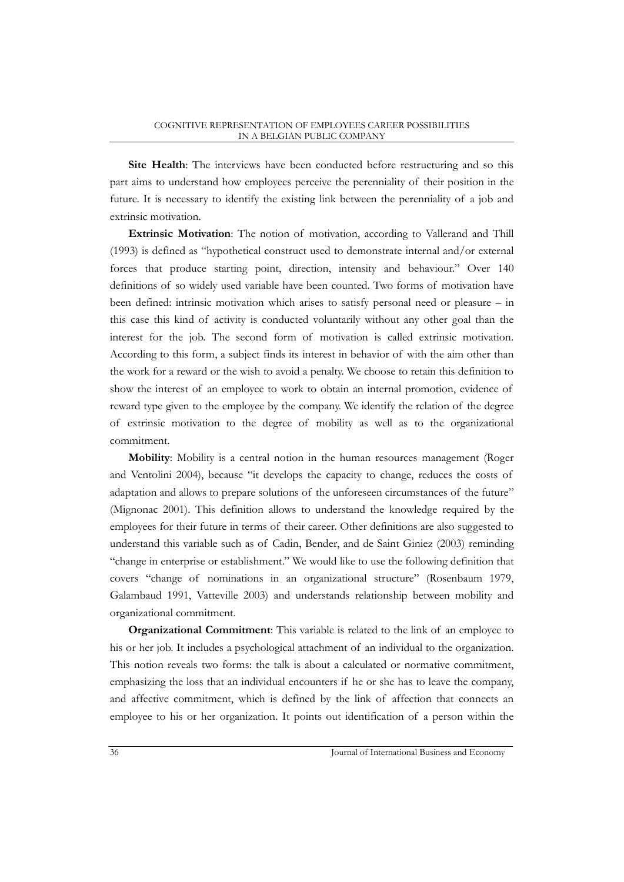**Site Health**: The interviews have been conducted before restructuring and so this part aims to understand how employees perceive the perenniality of their position in the future. It is necessary to identify the existing link between the perenniality of a job and extrinsic motivation.

**Extrinsic Motivation**: The notion of motivation, according to Vallerand and Thill (1993) is defined as "hypothetical construct used to demonstrate internal and/or external forces that produce starting point, direction, intensity and behaviour." Over 140 definitions of so widely used variable have been counted. Two forms of motivation have been defined: intrinsic motivation which arises to satisfy personal need or pleasure – in this case this kind of activity is conducted voluntarily without any other goal than the interest for the job. The second form of motivation is called extrinsic motivation. According to this form, a subject finds its interest in behavior of with the aim other than the work for a reward or the wish to avoid a penalty. We choose to retain this definition to show the interest of an employee to work to obtain an internal promotion, evidence of reward type given to the employee by the company. We identify the relation of the degree of extrinsic motivation to the degree of mobility as well as to the organizational commitment.

**Mobility**: Mobility is a central notion in the human resources management (Roger and Ventolini 2004), because "it develops the capacity to change, reduces the costs of adaptation and allows to prepare solutions of the unforeseen circumstances of the future" (Mignonac 2001). This definition allows to understand the knowledge required by the employees for their future in terms of their career. Other definitions are also suggested to understand this variable such as of Cadin, Bender, and de Saint Giniez (2003) reminding "change in enterprise or establishment." We would like to use the following definition that covers "change of nominations in an organizational structure" (Rosenbaum 1979, Galambaud 1991, Vatteville 2003) and understands relationship between mobility and organizational commitment.

**Organizational Commitment**: This variable is related to the link of an employee to his or her job. It includes a psychological attachment of an individual to the organization. This notion reveals two forms: the talk is about a calculated or normative commitment, emphasizing the loss that an individual encounters if he or she has to leave the company, and affective commitment, which is defined by the link of affection that connects an employee to his or her organization. It points out identification of a person within the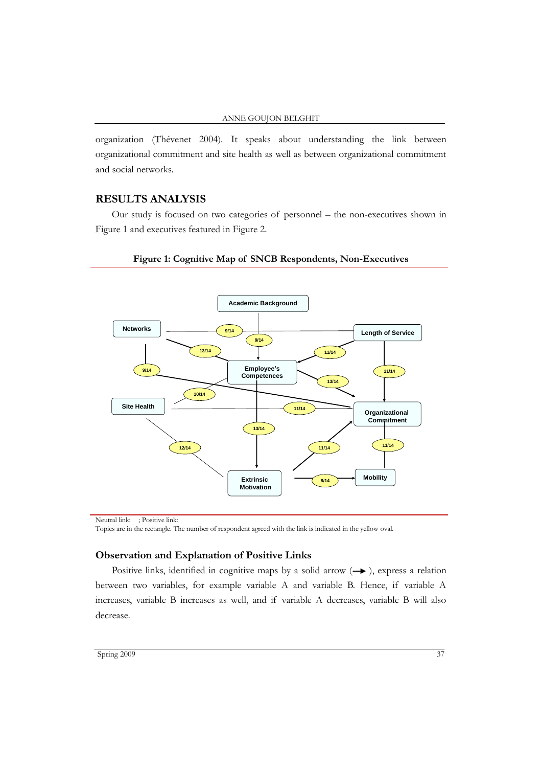organization (Thévenet 2004). It speaks about understanding the link between organizational commitment and site health as well as between organizational commitment and social networks.

## RESULTS ANALYSIS

Our study is focused on two categories of personnel – the non-executives shown in Figure 1 and executives featured in Figure 2.

**Figure 1: Cognitive Map of SNCB Respondents, Non-Executives**

Academic Background

Networks

Length of Service

9/14

9/14

13/14

11/14

Employee's Competences

9/14

11/14

13/14

10/14

Site Health

11/14

Organizational Commitment

13/14

12/14

11/14

11/14

Extrinsic Motivation

8/14

Mobility

Neutral link: ; Positive link:

Topics are in the rectangle. The number of respondent agreed with the link is indicated in the yellow oval.

### Observation and Explanation of Positive Links

Positive links, identified in cognitive maps by a solid arrow (→), express a relation between two variables, for example variable A and variable B. Hence, if variable A increases, variable B increases as well, and if variable A decreases, variable B will also decrease.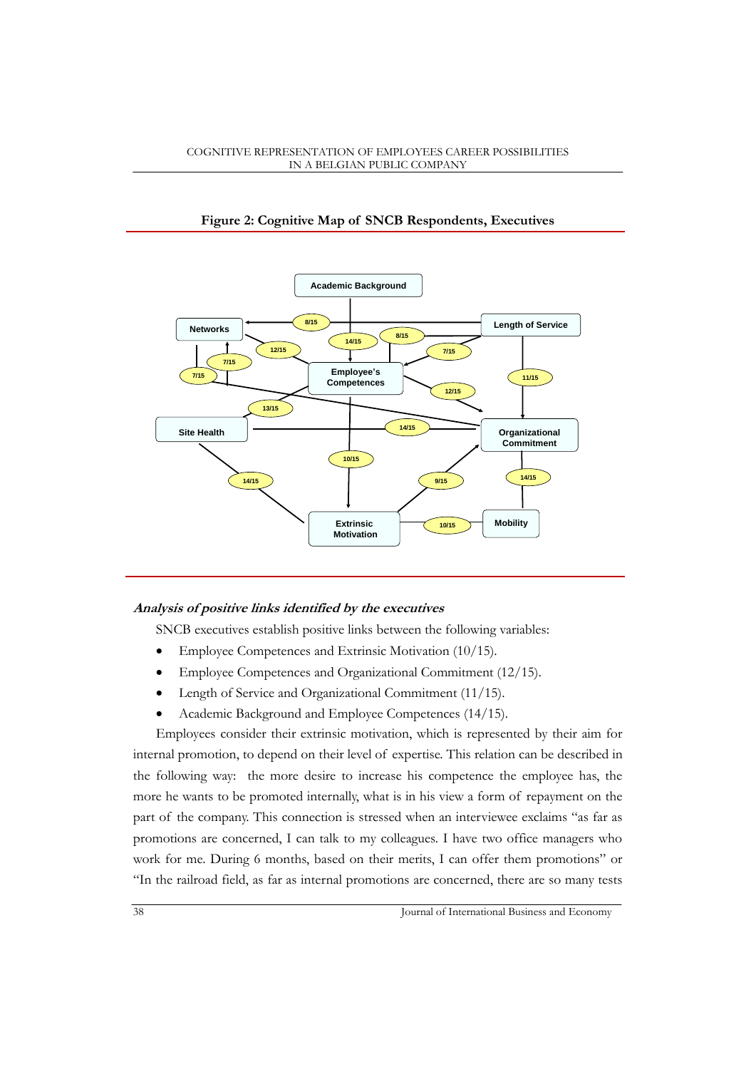**Figure 2: Cognitive Map of SNCB Respondents, Executives**

***Analysis of positive links identified by the executives***

SNCB executives establish positive links between the following variables:

- Employee Competences and Extrinsic Motivation (10/15).
- Employee Competences and Organizational Commitment (12/15).
- Length of Service and Organizational Commitment (11/15).
- Academic Background and Employee Competences (14/15).

Employees consider their extrinsic motivation, which is represented by their aim for internal promotion, to depend on their level of expertise. This relation can be described in the following way: the more desire to increase his competence the employee has, the more he wants to be promoted internally, what is in his view a form of repayment on the part of the company. This connection is stressed when an interviewee exclaims "as far as promotions are concerned, I can talk to my colleagues. I have two office managers who work for me. During 6 months, based on their merits, I can offer them promotions" or "In the railroad field, as far as internal promotions are concerned, there are so many tests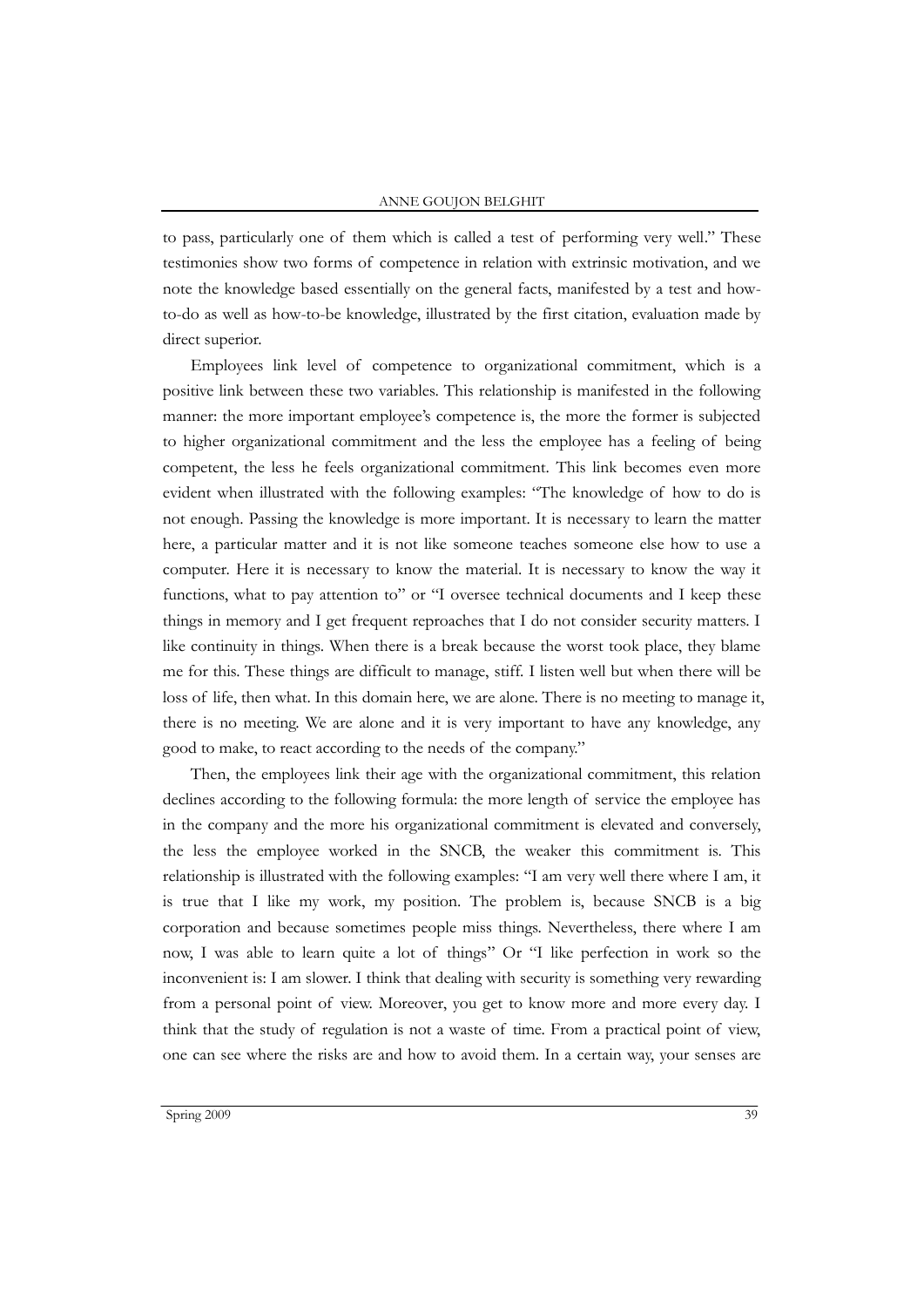to pass, particularly one of them which is called a test of performing very well." These testimonies show two forms of competence in relation with extrinsic motivation, and we note the knowledge based essentially on the general facts, manifested by a test and how-to-do as well as how-to-be knowledge, illustrated by the first citation, evaluation made by direct superior.

Employees link level of competence to organizational commitment, which is a positive link between these two variables. This relationship is manifested in the following manner: the more important employee's competence is, the more the former is subjected to higher organizational commitment and the less the employee has a feeling of being competent, the less he feels organizational commitment. This link becomes even more evident when illustrated with the following examples: "The knowledge of how to do is not enough. Passing the knowledge is more important. It is necessary to learn the matter here, a particular matter and it is not like someone teaches someone else how to use a computer. Here it is necessary to know the material. It is necessary to know the way it functions, what to pay attention to" or "I oversee technical documents and I keep these things in memory and I get frequent reproaches that I do not consider security matters. I like continuity in things. When there is a break because the worst took place, they blame me for this. These things are difficult to manage, stiff. I listen well but when there will be loss of life, then what. In this domain here, we are alone. There is no meeting to manage it, there is no meeting. We are alone and it is very important to have any knowledge, any good to make, to react according to the needs of the company."

Then, the employees link their age with the organizational commitment, this relation declines according to the following formula: the more length of service the employee has in the company and the more his organizational commitment is elevated and conversely, the less the employee worked in the SNCB, the weaker this commitment is. This relationship is illustrated with the following examples: "I am very well there where I am, it is true that I like my work, my position. The problem is, because SNCB is a big corporation and because sometimes people miss things. Nevertheless, there where I am now, I was able to learn quite a lot of things" Or "I like perfection in work so the inconvenient is: I am slower. I think that dealing with security is something very rewarding from a personal point of view. Moreover, you get to know more and more every day. I think that the study of regulation is not a waste of time. From a practical point of view, one can see where the risks are and how to avoid them. In a certain way, your senses are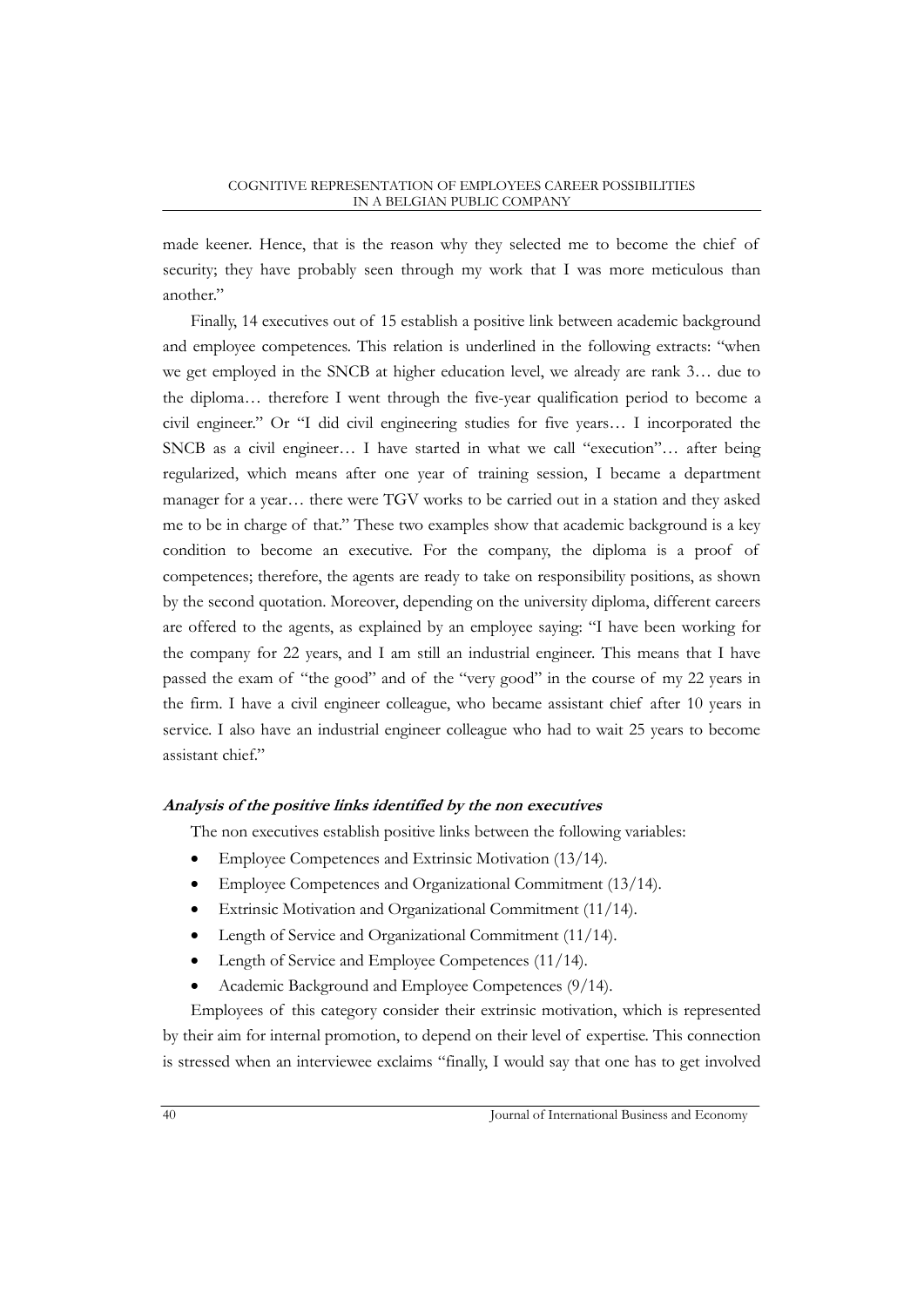made keener. Hence, that is the reason why they selected me to become the chief of security; they have probably seen through my work that I was more meticulous than another."

Finally, 14 executives out of 15 establish a positive link between academic background and employee competences. This relation is underlined in the following extracts: "when we get employed in the SNCB at higher education level, we already are rank 3… due to the diploma… therefore I went through the five-year qualification period to become a civil engineer." Or "I did civil engineering studies for five years… I incorporated the SNCB as a civil engineer… I have started in what we call "execution"… after being regularized, which means after one year of training session, I became a department manager for a year… there were TGV works to be carried out in a station and they asked me to be in charge of that." These two examples show that academic background is a key condition to become an executive. For the company, the diploma is a proof of competences; therefore, the agents are ready to take on responsibility positions, as shown by the second quotation. Moreover, depending on the university diploma, different careers are offered to the agents, as explained by an employee saying: "I have been working for the company for 22 years, and I am still an industrial engineer. This means that I have passed the exam of "the good" and of the "very good" in the course of my 22 years in the firm. I have a civil engineer colleague, who became assistant chief after 10 years in service. I also have an industrial engineer colleague who had to wait 25 years to become assistant chief."

***Analysis of the positive links identified by the non executives***

The non executives establish positive links between the following variables:

- Employee Competences and Extrinsic Motivation (13/14).
- Employee Competences and Organizational Commitment (13/14).
- Extrinsic Motivation and Organizational Commitment (11/14).
- Length of Service and Organizational Commitment (11/14).
- Length of Service and Employee Competences (11/14).
- Academic Background and Employee Competences (9/14).

Employees of this category consider their extrinsic motivation, which is represented by their aim for internal promotion, to depend on their level of expertise. This connection is stressed when an interviewee exclaims "finally, I would say that one has to get involved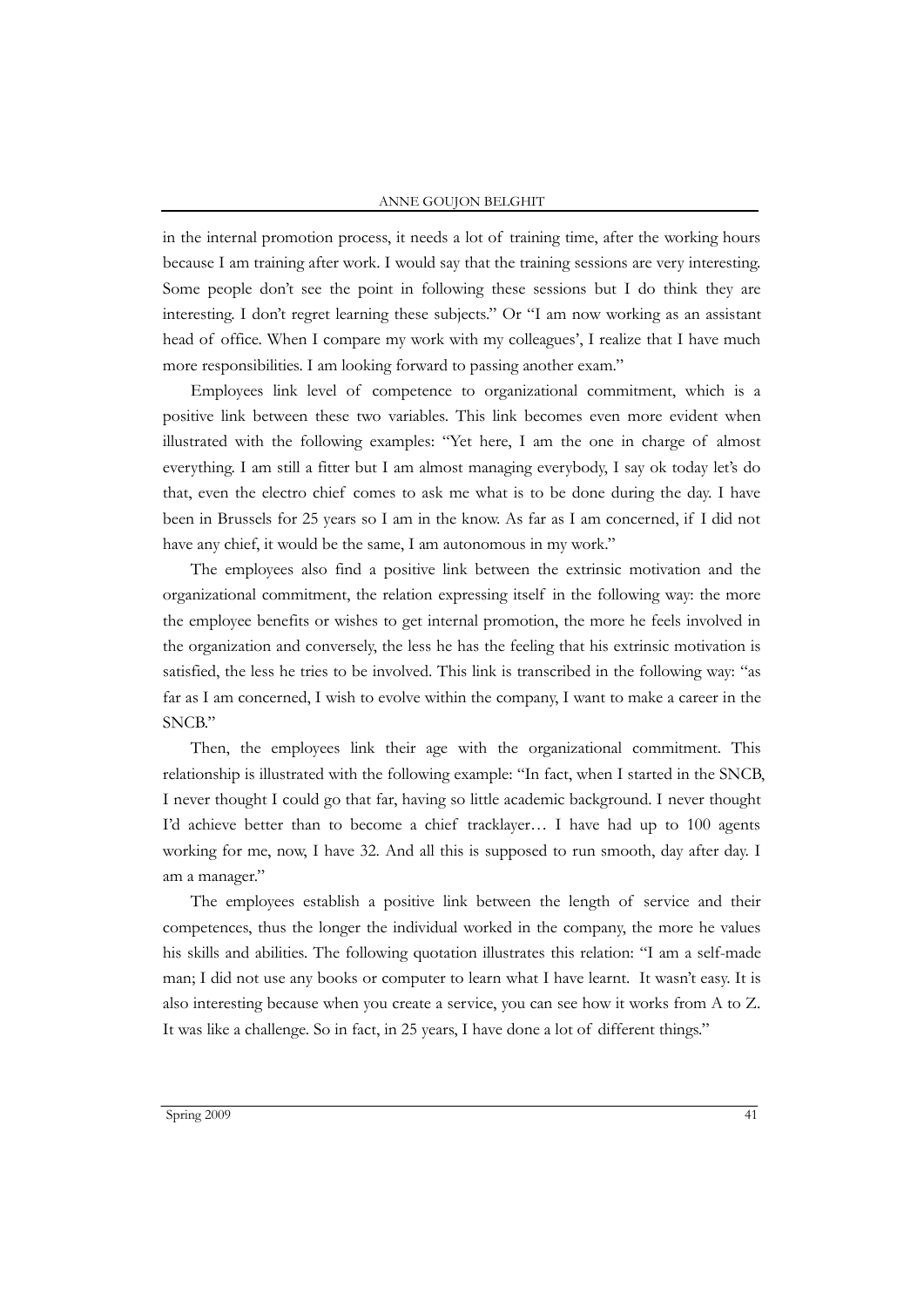in the internal promotion process, it needs a lot of training time, after the working hours because I am training after work. I would say that the training sessions are very interesting. Some people don't see the point in following these sessions but I do think they are interesting. I don't regret learning these subjects." Or "I am now working as an assistant head of office. When I compare my work with my colleagues', I realize that I have much more responsibilities. I am looking forward to passing another exam."

Employees link level of competence to organizational commitment, which is a positive link between these two variables. This link becomes even more evident when illustrated with the following examples: "Yet here, I am the one in charge of almost everything. I am still a fitter but I am almost managing everybody, I say ok today let's do that, even the electro chief comes to ask me what is to be done during the day. I have been in Brussels for 25 years so I am in the know. As far as I am concerned, if I did not have any chief, it would be the same, I am autonomous in my work."

The employees also find a positive link between the extrinsic motivation and the organizational commitment, the relation expressing itself in the following way: the more the employee benefits or wishes to get internal promotion, the more he feels involved in the organization and conversely, the less he has the feeling that his extrinsic motivation is satisfied, the less he tries to be involved. This link is transcribed in the following way: "as far as I am concerned, I wish to evolve within the company, I want to make a career in the SNCB."

Then, the employees link their age with the organizational commitment. This relationship is illustrated with the following example: "In fact, when I started in the SNCB, I never thought I could go that far, having so little academic background. I never thought I'd achieve better than to become a chief tracklayer… I have had up to 100 agents working for me, now, I have 32. And all this is supposed to run smooth, day after day. I am a manager."

The employees establish a positive link between the length of service and their competences, thus the longer the individual worked in the company, the more he values his skills and abilities. The following quotation illustrates this relation: "I am a self-made man; I did not use any books or computer to learn what I have learnt. It wasn't easy. It is also interesting because when you create a service, you can see how it works from A to Z. It was like a challenge. So in fact, in 25 years, I have done a lot of different things."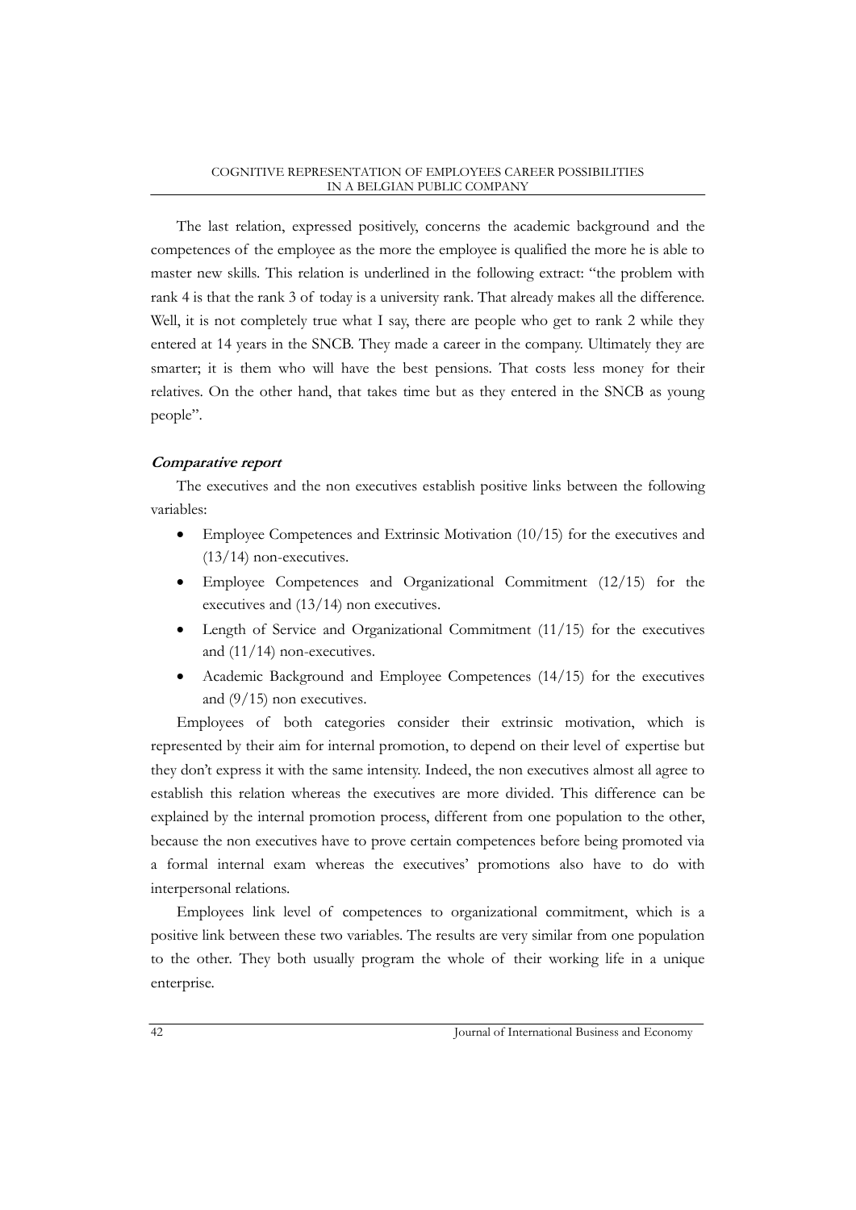The last relation, expressed positively, concerns the academic background and the competences of the employee as the more the employee is qualified the more he is able to master new skills. This relation is underlined in the following extract: "the problem with rank 4 is that the rank 3 of today is a university rank. That already makes all the difference. Well, it is not completely true what I say, there are people who get to rank 2 while they entered at 14 years in the SNCB. They made a career in the company. Ultimately they are smarter; it is them who will have the best pensions. That costs less money for their relatives. On the other hand, that takes time but as they entered in the SNCB as young people".

#### *Comparative report*

The executives and the non executives establish positive links between the following variables:

- Employee Competences and Extrinsic Motivation (10/15) for the executives and (13/14) non-executives.
- Employee Competences and Organizational Commitment (12/15) for the executives and (13/14) non executives.
- Length of Service and Organizational Commitment (11/15) for the executives and (11/14) non-executives.
- Academic Background and Employee Competences (14/15) for the executives and (9/15) non executives.

Employees of both categories consider their extrinsic motivation, which is represented by their aim for internal promotion, to depend on their level of expertise but they don't express it with the same intensity. Indeed, the non executives almost all agree to establish this relation whereas the executives are more divided. This difference can be explained by the internal promotion process, different from one population to the other, because the non executives have to prove certain competences before being promoted via a formal internal exam whereas the executives' promotions also have to do with interpersonal relations.

Employees link level of competences to organizational commitment, which is a positive link between these two variables. The results are very similar from one population to the other. They both usually program the whole of their working life in a unique enterprise.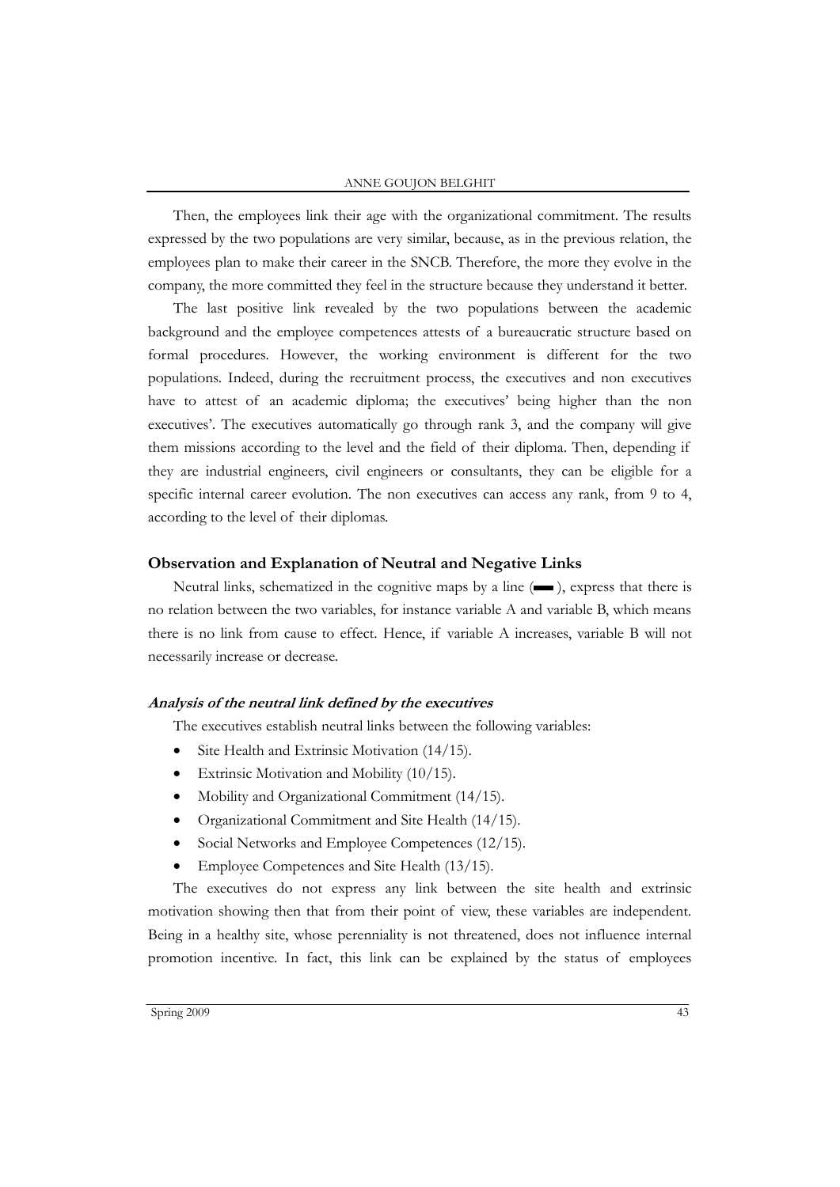Then, the employees link their age with the organizational commitment. The results expressed by the two populations are very similar, because, as in the previous relation, the employees plan to make their career in the SNCB. Therefore, the more they evolve in the company, the more committed they feel in the structure because they understand it better.

The last positive link revealed by the two populations between the academic background and the employee competences attests of a bureaucratic structure based on formal procedures. However, the working environment is different for the two populations. Indeed, during the recruitment process, the executives and non executives have to attest of an academic diploma; the executives' being higher than the non executives'. The executives automatically go through rank 3, and the company will give them missions according to the level and the field of their diploma. Then, depending if they are industrial engineers, civil engineers or consultants, they can be eligible for a specific internal career evolution. The non executives can access any rank, from 9 to 4, according to the level of their diplomas.

## Observation and Explanation of Neutral and Negative Links

Neutral links, schematized in the cognitive maps by a line (▬), express that there is no relation between the two variables, for instance variable A and variable B, which means there is no link from cause to effect. Hence, if variable A increases, variable B will not necessarily increase or decrease.

### *Analysis of the neutral link defined by the executives*

The executives establish neutral links between the following variables:

- Site Health and Extrinsic Motivation (14/15).
- Extrinsic Motivation and Mobility (10/15).
- Mobility and Organizational Commitment (14/15).
- Organizational Commitment and Site Health (14/15).
- Social Networks and Employee Competences (12/15).
- Employee Competences and Site Health (13/15).

The executives do not express any link between the site health and extrinsic motivation showing then that from their point of view, these variables are independent. Being in a healthy site, whose perenniality is not threatened, does not influence internal promotion incentive. In fact, this link can be explained by the status of employees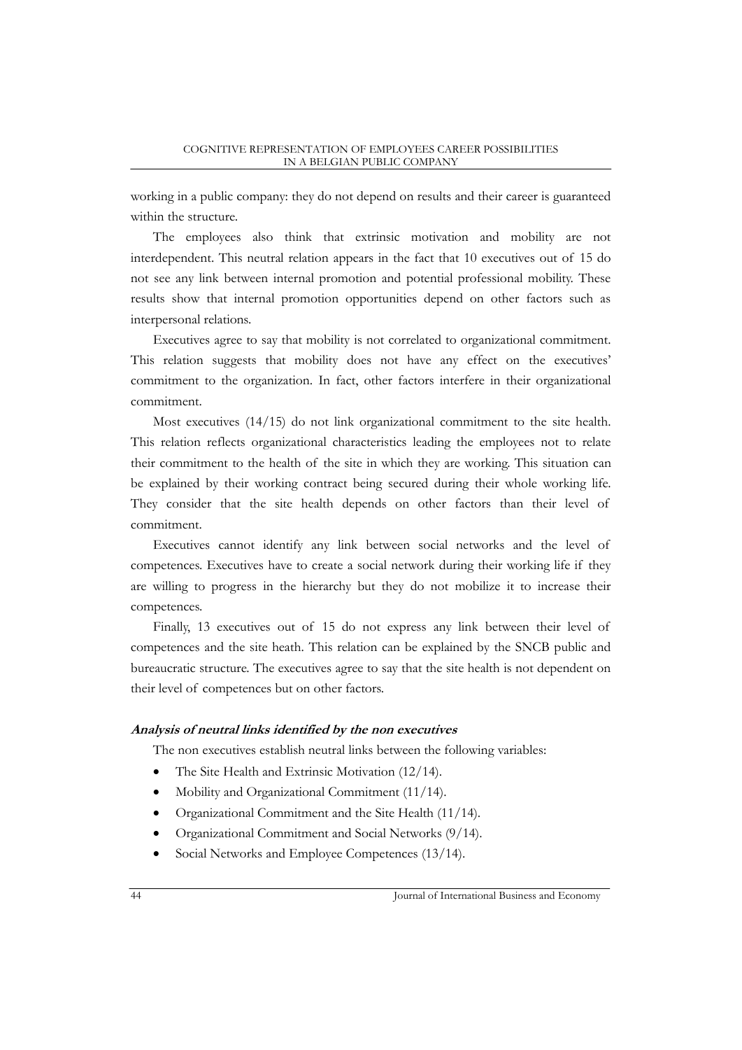working in a public company: they do not depend on results and their career is guaranteed within the structure.

The employees also think that extrinsic motivation and mobility are not interdependent. This neutral relation appears in the fact that 10 executives out of 15 do not see any link between internal promotion and potential professional mobility. These results show that internal promotion opportunities depend on other factors such as interpersonal relations.

Executives agree to say that mobility is not correlated to organizational commitment. This relation suggests that mobility does not have any effect on the executives' commitment to the organization. In fact, other factors interfere in their organizational commitment.

Most executives (14/15) do not link organizational commitment to the site health. This relation reflects organizational characteristics leading the employees not to relate their commitment to the health of the site in which they are working. This situation can be explained by their working contract being secured during their whole working life. They consider that the site health depends on other factors than their level of commitment.

Executives cannot identify any link between social networks and the level of competences. Executives have to create a social network during their working life if they are willing to progress in the hierarchy but they do not mobilize it to increase their competences.

Finally, 13 executives out of 15 do not express any link between their level of competences and the site heath. This relation can be explained by the SNCB public and bureaucratic structure. The executives agree to say that the site health is not dependent on their level of competences but on other factors.

***Analysis of neutral links identified by the non executives***

The non executives establish neutral links between the following variables:

- The Site Health and Extrinsic Motivation (12/14).
- Mobility and Organizational Commitment (11/14).
- Organizational Commitment and the Site Health (11/14).
- Organizational Commitment and Social Networks (9/14).
- Social Networks and Employee Competences (13/14).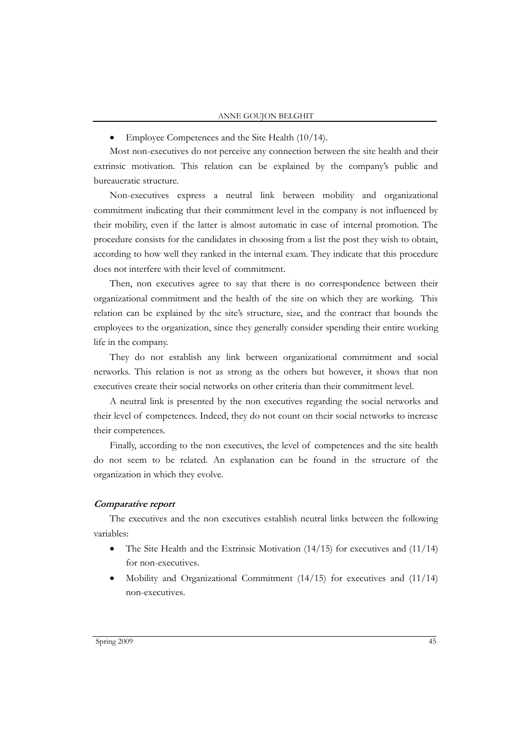- Employee Competences and the Site Health (10/14).

Most non-executives do not perceive any connection between the site health and their extrinsic motivation. This relation can be explained by the company's public and bureaucratic structure.

Non-executives express a neutral link between mobility and organizational commitment indicating that their commitment level in the company is not influenced by their mobility, even if the latter is almost automatic in case of internal promotion. The procedure consists for the candidates in choosing from a list the post they wish to obtain, according to how well they ranked in the internal exam. They indicate that this procedure does not interfere with their level of commitment.

Then, non executives agree to say that there is no correspondence between their organizational commitment and the health of the site on which they are working. This relation can be explained by the site's structure, size, and the contract that bounds the employees to the organization, since they generally consider spending their entire working life in the company.

They do not establish any link between organizational commitment and social networks. This relation is not as strong as the others but however, it shows that non executives create their social networks on other criteria than their commitment level.

A neutral link is presented by the non executives regarding the social networks and their level of competences. Indeed, they do not count on their social networks to increase their competences.

Finally, according to the non executives, the level of competences and the site health do not seem to be related. An explanation can be found in the structure of the organization in which they evolve.

***Comparative report***

The executives and the non executives establish neutral links between the following variables:

- The Site Health and the Extrinsic Motivation (14/15) for executives and (11/14) for non-executives.
- Mobility and Organizational Commitment (14/15) for executives and (11/14) non-executives.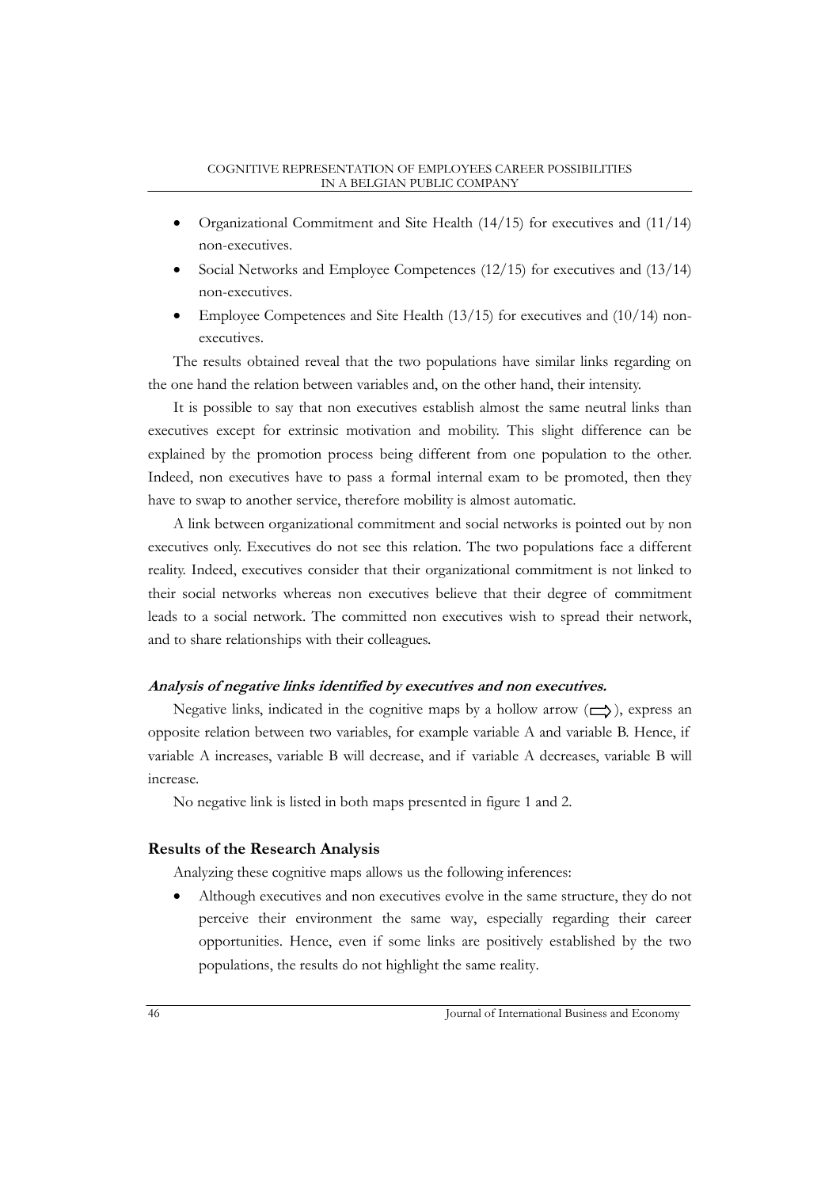- Organizational Commitment and Site Health (14/15) for executives and (11/14) non-executives.
- Social Networks and Employee Competences (12/15) for executives and (13/14) non-executives.
- Employee Competences and Site Health (13/15) for executives and (10/14) non-executives.

The results obtained reveal that the two populations have similar links regarding on the one hand the relation between variables and, on the other hand, their intensity.

It is possible to say that non executives establish almost the same neutral links than executives except for extrinsic motivation and mobility. This slight difference can be explained by the promotion process being different from one population to the other. Indeed, non executives have to pass a formal internal exam to be promoted, then they have to swap to another service, therefore mobility is almost automatic.

A link between organizational commitment and social networks is pointed out by non executives only. Executives do not see this relation. The two populations face a different reality. Indeed, executives consider that their organizational commitment is not linked to their social networks whereas non executives believe that their degree of commitment leads to a social network. The committed non executives wish to spread their network, and to share relationships with their colleagues.

***Analysis of negative links identified by executives and non executives.***

Negative links, indicated in the cognitive maps by a hollow arrow (⇨), express an opposite relation between two variables, for example variable A and variable B. Hence, if variable A increases, variable B will decrease, and if variable A decreases, variable B will increase.

No negative link is listed in both maps presented in figure 1 and 2.

## Results of the Research Analysis

Analyzing these cognitive maps allows us the following inferences:

- Although executives and non executives evolve in the same structure, they do not perceive their environment the same way, especially regarding their career opportunities. Hence, even if some links are positively established by the two populations, the results do not highlight the same reality.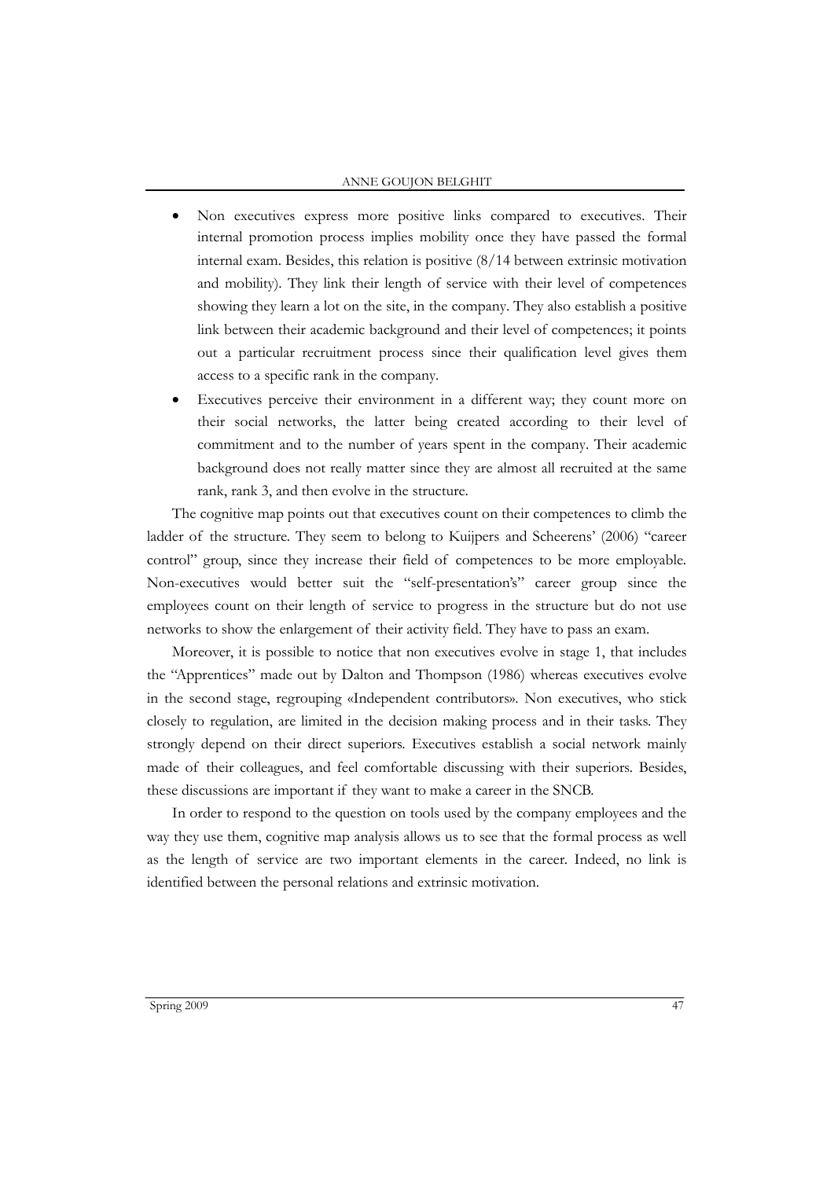- Non executives express more positive links compared to executives. Their internal promotion process implies mobility once they have passed the formal internal exam. Besides, this relation is positive (8/14 between extrinsic motivation and mobility). They link their length of service with their level of competences showing they learn a lot on the site, in the company. They also establish a positive link between their academic background and their level of competences; it points out a particular recruitment process since their qualification level gives them access to a specific rank in the company.
- Executives perceive their environment in a different way; they count more on their social networks, the latter being created according to their level of commitment and to the number of years spent in the company. Their academic background does not really matter since they are almost all recruited at the same rank, rank 3, and then evolve in the structure.

The cognitive map points out that executives count on their competences to climb the ladder of the structure. They seem to belong to Kuijpers and Scheerens' (2006) "career control" group, since they increase their field of competences to be more employable. Non-executives would better suit the "self-presentation's" career group since the employees count on their length of service to progress in the structure but do not use networks to show the enlargement of their activity field. They have to pass an exam.

Moreover, it is possible to notice that non executives evolve in stage 1, that includes the "Apprentices" made out by Dalton and Thompson (1986) whereas executives evolve in the second stage, regrouping «Independent contributors». Non executives, who stick closely to regulation, are limited in the decision making process and in their tasks. They strongly depend on their direct superiors. Executives establish a social network mainly made of their colleagues, and feel comfortable discussing with their superiors. Besides, these discussions are important if they want to make a career in the SNCB.

In order to respond to the question on tools used by the company employees and the way they use them, cognitive map analysis allows us to see that the formal process as well as the length of service are two important elements in the career. Indeed, no link is identified between the personal relations and extrinsic motivation.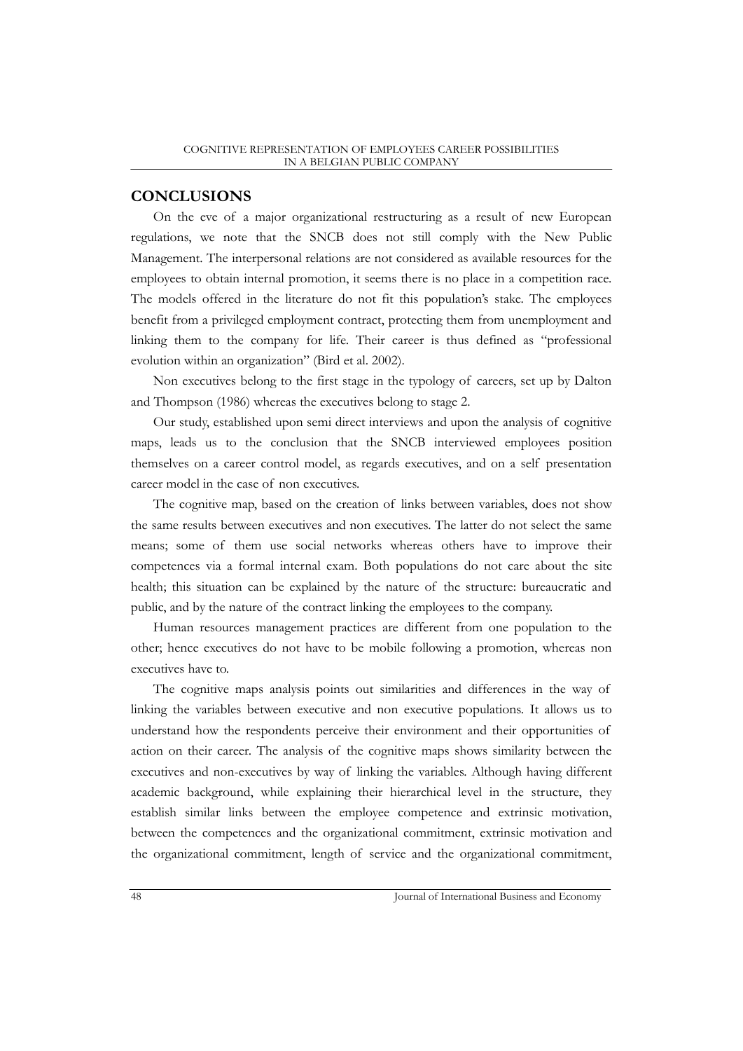## CONCLUSIONS

On the eve of a major organizational restructuring as a result of new European regulations, we note that the SNCB does not still comply with the New Public Management. The interpersonal relations are not considered as available resources for the employees to obtain internal promotion, it seems there is no place in a competition race. The models offered in the literature do not fit this population's stake. The employees benefit from a privileged employment contract, protecting them from unemployment and linking them to the company for life. Their career is thus defined as "professional evolution within an organization" (Bird et al. 2002).

Non executives belong to the first stage in the typology of careers, set up by Dalton and Thompson (1986) whereas the executives belong to stage 2.

Our study, established upon semi direct interviews and upon the analysis of cognitive maps, leads us to the conclusion that the SNCB interviewed employees position themselves on a career control model, as regards executives, and on a self presentation career model in the case of non executives.

The cognitive map, based on the creation of links between variables, does not show the same results between executives and non executives. The latter do not select the same means; some of them use social networks whereas others have to improve their competences via a formal internal exam. Both populations do not care about the site health; this situation can be explained by the nature of the structure: bureaucratic and public, and by the nature of the contract linking the employees to the company.

Human resources management practices are different from one population to the other; hence executives do not have to be mobile following a promotion, whereas non executives have to.

The cognitive maps analysis points out similarities and differences in the way of linking the variables between executive and non executive populations. It allows us to understand how the respondents perceive their environment and their opportunities of action on their career. The analysis of the cognitive maps shows similarity between the executives and non-executives by way of linking the variables. Although having different academic background, while explaining their hierarchical level in the structure, they establish similar links between the employee competence and extrinsic motivation, between the competences and the organizational commitment, extrinsic motivation and the organizational commitment, length of service and the organizational commitment,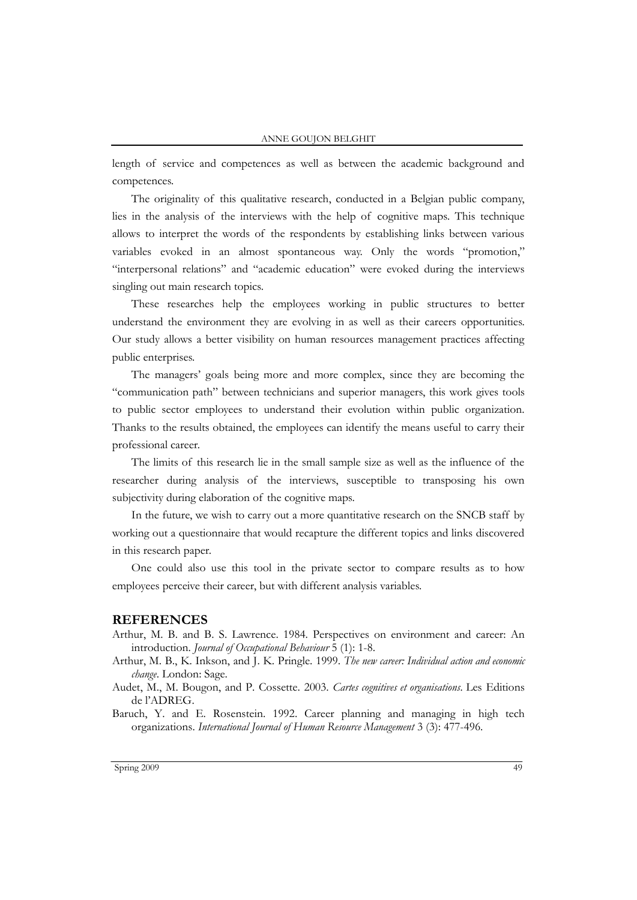length of service and competences as well as between the academic background and competences.

The originality of this qualitative research, conducted in a Belgian public company, lies in the analysis of the interviews with the help of cognitive maps. This technique allows to interpret the words of the respondents by establishing links between various variables evoked in an almost spontaneous way. Only the words "promotion," "interpersonal relations" and "academic education" were evoked during the interviews singling out main research topics.

These researches help the employees working in public structures to better understand the environment they are evolving in as well as their careers opportunities. Our study allows a better visibility on human resources management practices affecting public enterprises.

The managers' goals being more and more complex, since they are becoming the "communication path" between technicians and superior managers, this work gives tools to public sector employees to understand their evolution within public organization. Thanks to the results obtained, the employees can identify the means useful to carry their professional career.

The limits of this research lie in the small sample size as well as the influence of the researcher during analysis of the interviews, susceptible to transposing his own subjectivity during elaboration of the cognitive maps.

In the future, we wish to carry out a more quantitative research on the SNCB staff by working out a questionnaire that would recapture the different topics and links discovered in this research paper.

One could also use this tool in the private sector to compare results as to how employees perceive their career, but with different analysis variables.

## REFERENCES

Arthur, M. B. and B. S. Lawrence. 1984. Perspectives on environment and career: An introduction. *Journal of Occupational Behaviour* 5 (1): 1-8.

Arthur, M. B., K. Inkson, and J. K. Pringle. 1999. *The new career: Individual action and economic change*. London: Sage.

Audet, M., M. Bougon, and P. Cossette. 2003. *Cartes cognitives et organisations*. Les Editions de l'ADREG.

Baruch, Y. and E. Rosenstein. 1992. Career planning and managing in high tech organizations. *International Journal of Human Resource Management* 3 (3): 477-496.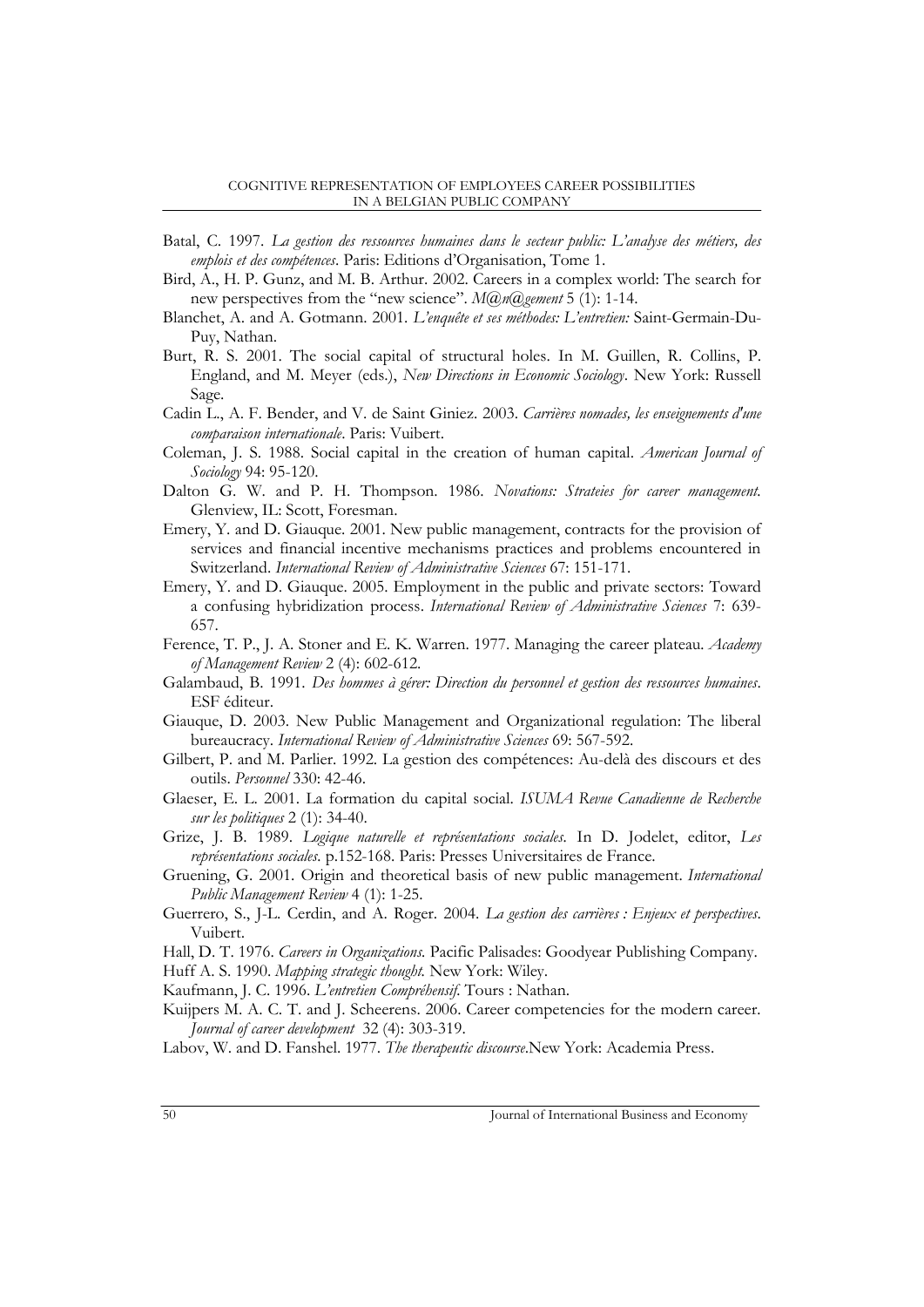Batal, C. 1997. *La gestion des ressources humaines dans le secteur public: L'analyse des métiers, des emplois et des compétences*. Paris: Editions d'Organisation, Tome 1.

Bird, A., H. P. Gunz, and M. B. Arthur. 2002. Careers in a complex world: The search for new perspectives from the "new science". *M@n@gement* 5 (1): 1-14.

Blanchet, A. and A. Gotmann. 2001. *L'enquête et ses méthodes: L'entretien:* Saint-Germain-Du-Puy, Nathan.

Burt, R. S. 2001. The social capital of structural holes. In M. Guillen, R. Collins, P. England, and M. Meyer (eds.), *New Directions in Economic Sociology*. New York: Russell Sage.

Cadin L., A. F. Bender, and V. de Saint Giniez. 2003. *Carrières nomades, les enseignements d'une comparaison internationale*. Paris: Vuibert.

Coleman, J. S. 1988. Social capital in the creation of human capital. *American Journal of Sociology* 94: 95-120.

Dalton G. W. and P. H. Thompson. 1986. *Novations: Strateies for career management.* Glenview, IL: Scott, Foresman.

Emery, Y. and D. Giauque. 2001. New public management, contracts for the provision of services and financial incentive mechanisms practices and problems encountered in Switzerland. *International Review of Administrative Sciences* 67: 151-171.

Emery, Y. and D. Giauque. 2005. Employment in the public and private sectors: Toward a confusing hybridization process. *International Review of Administrative Sciences* 7: 639-657.

Ference, T. P., J. A. Stoner and E. K. Warren. 1977. Managing the career plateau. *Academy of Management Review* 2 (4): 602-612.

Galambaud, B. 1991. *Des hommes à gérer: Direction du personnel et gestion des ressources humaines*. ESF éditeur.

Giauque, D. 2003. New Public Management and Organizational regulation: The liberal bureaucracy. *International Review of Administrative Sciences* 69: 567-592.

Gilbert, P. and M. Parlier. 1992. La gestion des compétences: Au-delà des discours et des outils. *Personnel* 330: 42-46.

Glaeser, E. L. 2001. La formation du capital social. *ISUMA Revue Canadienne de Recherche sur les politiques* 2 (1): 34-40.

Grize, J. B. 1989. *Logique naturelle et représentations sociales*. In D. Jodelet, editor, *Les représentations sociales*. p.152-168. Paris: Presses Universitaires de France.

Gruening, G. 2001. Origin and theoretical basis of new public management. *International Public Management Review* 4 (1): 1-25.

Guerrero, S., J-L. Cerdin, and A. Roger. 2004. *La gestion des carrières : Enjeux et perspectives*. Vuibert.

Hall, D. T. 1976. *Careers in Organizations.* Pacific Palisades: Goodyear Publishing Company.

Huff A. S. 1990. *Mapping strategic thought.* New York: Wiley.

Kaufmann, J. C. 1996. *L'entretien Compréhensif*. Tours : Nathan.

Kuijpers M. A. C. T. and J. Scheerens. 2006. Career competencies for the modern career. *Journal of career development* 32 (4): 303-319.

Labov, W. and D. Fanshel. 1977. *The therapeutic discourse*.New York: Academia Press.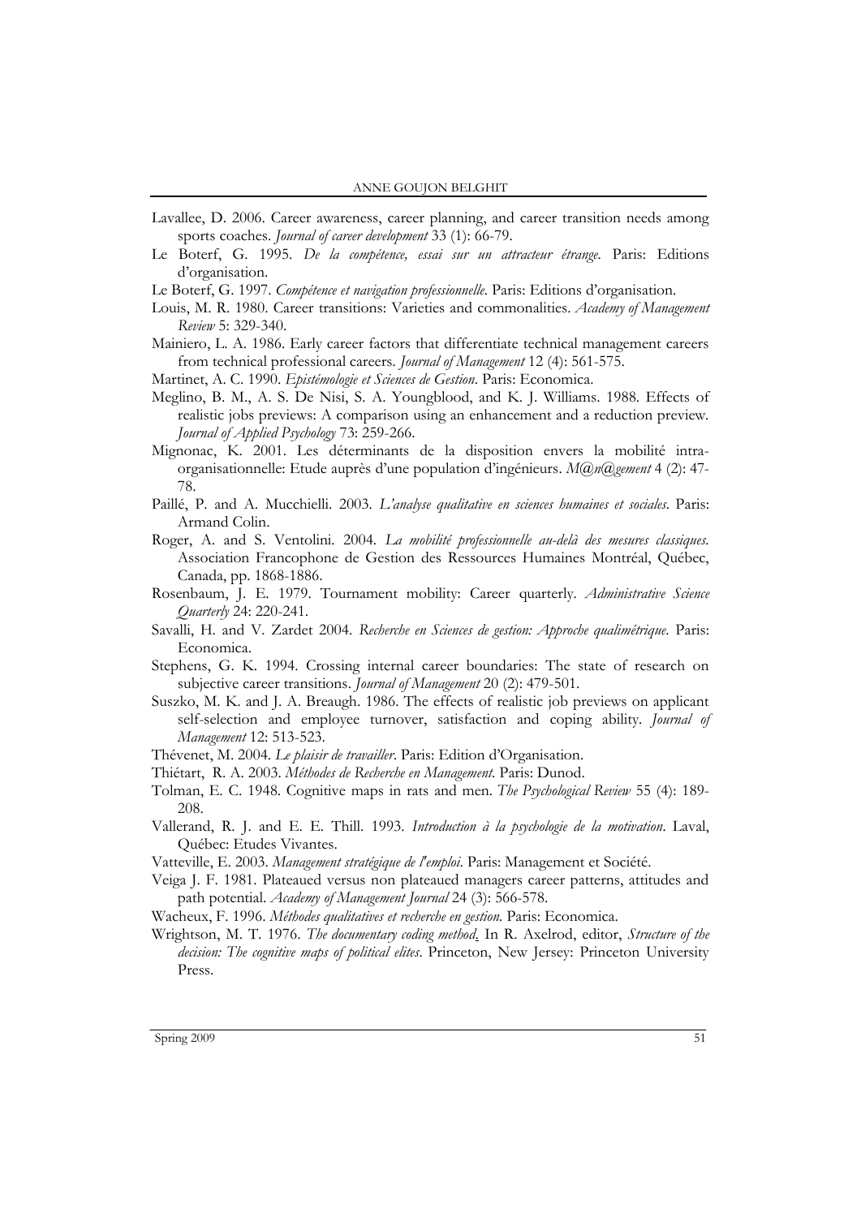Lavallee, D. 2006. Career awareness, career planning, and career transition needs among sports coaches. *Journal of career development* 33 (1): 66-79.

Le Boterf, G. 1995. *De la compétence, essai sur un attracteur étrange*. Paris: Editions d'organisation.

Le Boterf, G. 1997. *Compétence et navigation professionnelle*. Paris: Editions d'organisation.

Louis, M. R. 1980. Career transitions: Varieties and commonalities. *Academy of Management Review* 5: 329-340.

Mainiero, L. A. 1986. Early career factors that differentiate technical management careers from technical professional careers. *Journal of Management* 12 (4): 561-575.

Martinet, A. C. 1990. *Epistémologie et Sciences de Gestion*. Paris: Economica.

Meglino, B. M., A. S. De Nisi, S. A. Youngblood, and K. J. Williams. 1988. Effects of realistic jobs previews: A comparison using an enhancement and a reduction preview. *Journal of Applied Psychology* 73: 259-266.

Mignonac, K. 2001. Les déterminants de la disposition envers la mobilité intra-organisationnelle: Etude auprès d'une population d'ingénieurs. *M@n@gement* 4 (2): 47-78.

Paillé, P. and A. Mucchielli. 2003. *L'analyse qualitative en sciences humaines et sociales*. Paris: Armand Colin.

Roger, A. and S. Ventolini. 2004. *La mobilité professionnelle au-delà des mesures classiques*. Association Francophone de Gestion des Ressources Humaines Montréal, Québec, Canada, pp. 1868-1886.

Rosenbaum, J. E. 1979. Tournament mobility: Career quarterly. *Administrative Science Quarterly* 24: 220-241.

Savalli, H. and V. Zardet 2004. *Recherche en Sciences de gestion: Approche qualimétrique*. Paris: Economica.

Stephens, G. K. 1994. Crossing internal career boundaries: The state of research on subjective career transitions. *Journal of Management* 20 (2): 479-501.

Suszko, M. K. and J. A. Breaugh. 1986. The effects of realistic job previews on applicant self-selection and employee turnover, satisfaction and coping ability. *Journal of Management* 12: 513-523.

Thévenet, M. 2004. *Le plaisir de travailler*. Paris: Edition d'Organisation.

Thiétart, R. A. 2003. *Méthodes de Recherche en Management*. Paris: Dunod.

Tolman, E. C. 1948. Cognitive maps in rats and men. *The Psychological Review* 55 (4): 189-208.

Vallerand, R. J. and E. E. Thill. 1993. *Introduction à la psychologie de la motivation*. Laval, Québec: Etudes Vivantes.

Vatteville, E. 2003. *Management stratégique de l'emploi*. Paris: Management et Société.

Veiga J. F. 1981. Plateaued versus non plateaued managers career patterns, attitudes and path potential. *Academy of Management Journal* 24 (3): 566-578.

Wacheux, F. 1996. *Méthodes qualitatives et recherche en gestion*. Paris: Economica.

Wrightson, M. T. 1976. *The documentary coding method*. In R. Axelrod, editor, *Structure of the decision: The cognitive maps of political elites*. Princeton, New Jersey: Princeton University Press.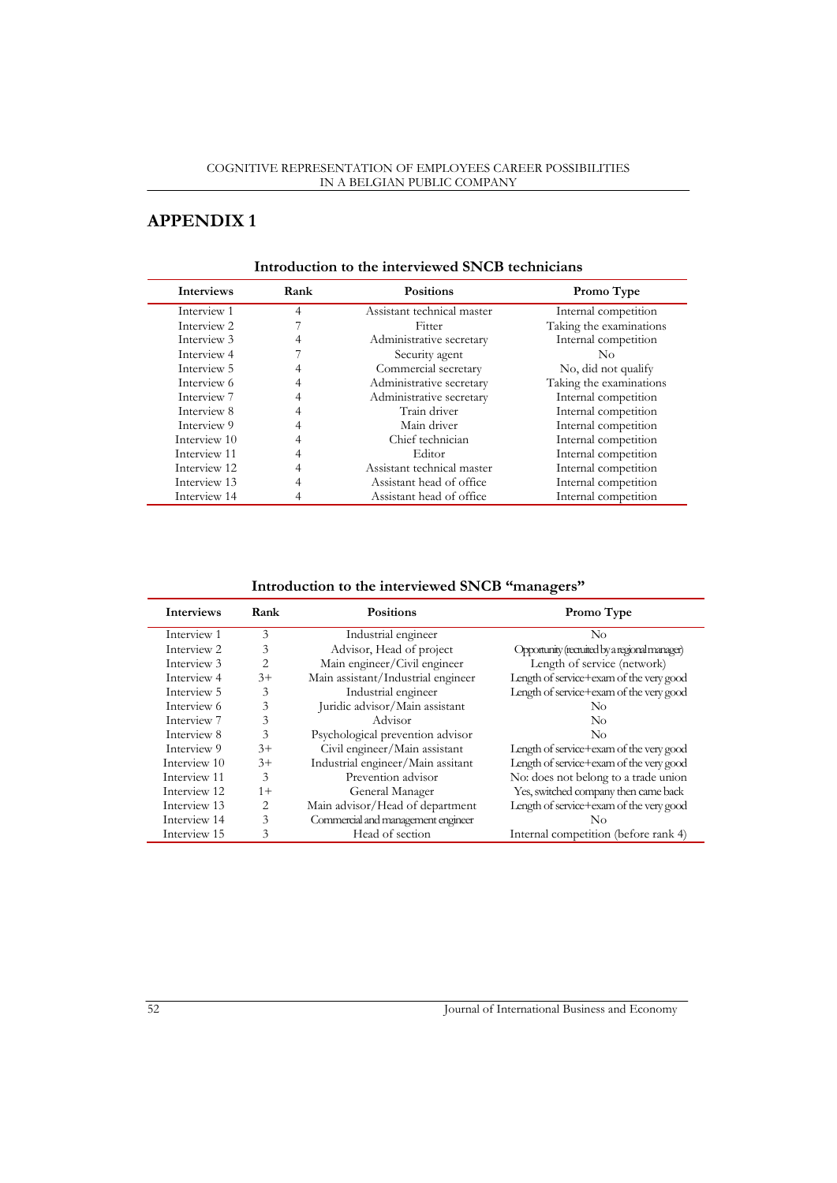# APPENDIX 1

**Introduction to the interviewed SNCB technicians**

| Interviews | Rank | Positions | Promo Type |
|---|---|---|---|
| Interview 1 | 4 | Assistant technical master | Internal competition |
| Interview 2 | 7 | Fitter | Taking the examinations |
| Interview 3 | 4 | Administrative secretary | Internal competition |
| Interview 4 | 7 | Security agent | No |
| Interview 5 | 4 | Commercial secretary | No, did not qualify |
| Interview 6 | 4 | Administrative secretary | Taking the examinations |
| Interview 7 | 4 | Administrative secretary | Internal competition |
| Interview 8 | 4 | Train driver | Internal competition |
| Interview 9 | 4 | Main driver | Internal competition |
| Interview 10 | 4 | Chief technician | Internal competition |
| Interview 11 | 4 | Editor | Internal competition |
| Interview 12 | 4 | Assistant technical master | Internal competition |
| Interview 13 | 4 | Assistant head of office | Internal competition |
| Interview 14 | 4 | Assistant head of office | Internal competition |

**Introduction to the interviewed SNCB "managers"**

| Interviews | Rank | Positions | Promo Type |
|---|---|---|---|
| Interview 1 | 3 | Industrial engineer | No |
| Interview 2 | 3 | Advisor, Head of project | Opportunity (recruited by a regional manager) |
| Interview 3 | 2 | Main engineer/Civil engineer | Length of service (network) |
| Interview 4 | 3+ | Main assistant/Industrial engineer | Length of service+exam of the very good |
| Interview 5 | 3 | Industrial engineer | Length of service+exam of the very good |
| Interview 6 | 3 | Juridic advisor/Main assistant | No |
| Interview 7 | 3 | Advisor | No |
| Interview 8 | 3 | Psychological prevention advisor | No |
| Interview 9 | 3+ | Civil engineer/Main assistant | Length of service+exam of the very good |
| Interview 10 | 3+ | Industrial engineer/Main assitant | Length of service+exam of the very good |
| Interview 11 | 3 | Prevention advisor | No: does not belong to a trade union |
| Interview 12 | 1+ | General Manager | Yes, switched company then came back |
| Interview 13 | 2 | Main advisor/Head of department | Length of service+exam of the very good |
| Interview 14 | 3 | Commercial and management engineer | No |
| Interview 15 | 3 | Head of section | Internal competition (before rank 4) |